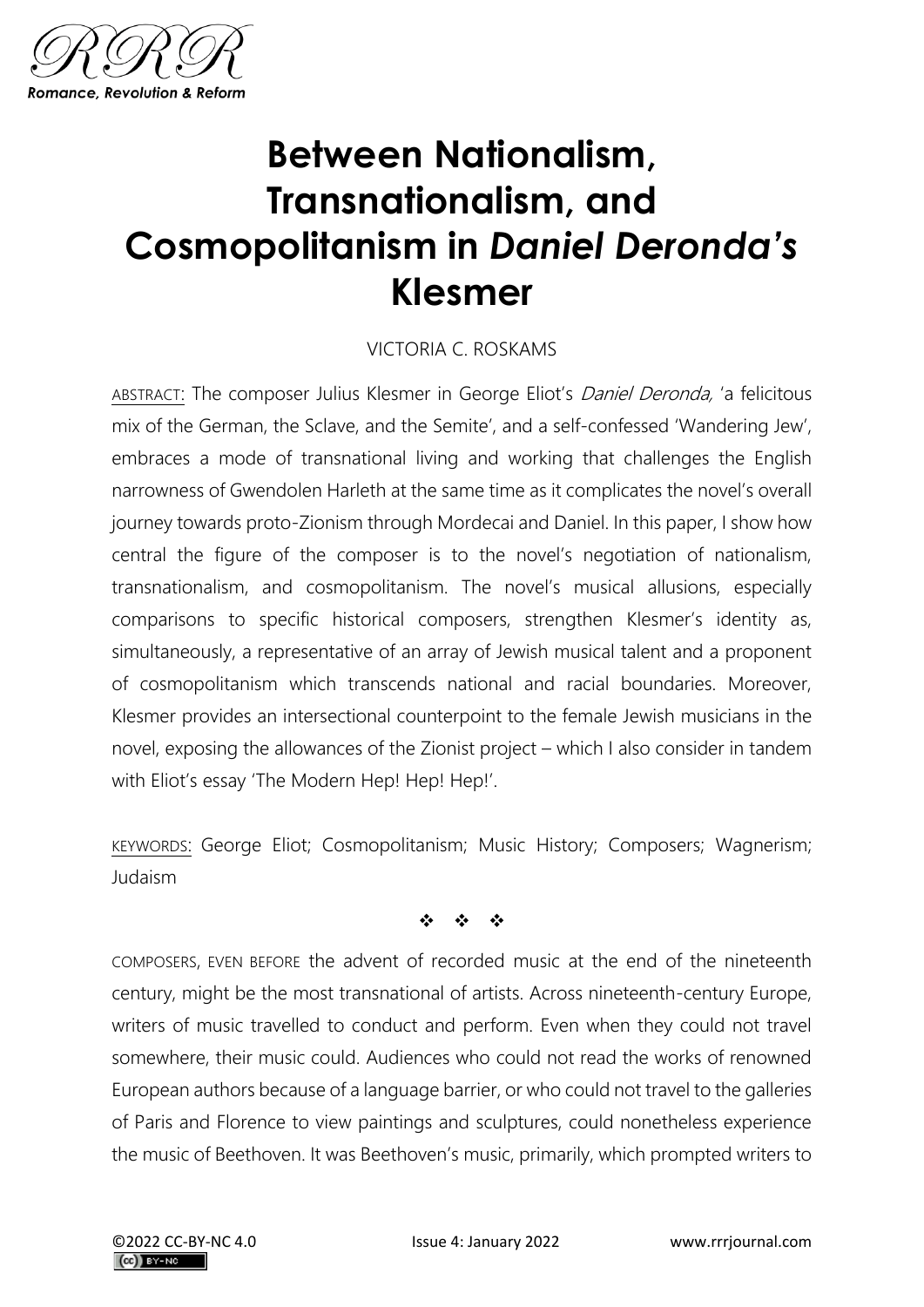# Between Nationalism, Transnationalism, and Cosmopolitanism in *Daniel Deronda's* Klesmer

VICTORIA C. ROSKAMS

ABSTRACT: The composer Julius Klesmer in George Eliot's *Daniel Deronda,* 'a felicitous mix of the German, the Sclave, and the Semite', and a self-confessed 'Wandering Jew', embraces a mode of transnational living and working that challenges the English narrowness of Gwendolen Harleth at the same time as it complicates the novel's overall journey towards proto-Zionism through Mordecai and Daniel. In this paper, I show how central the figure of the composer is to the novel's negotiation of nationalism, transnationalism, and cosmopolitanism. The novel's musical allusions, especially comparisons to specific historical composers, strengthen Klesmer's identity as, simultaneously, a representative of an array of Jewish musical talent and a proponent of cosmopolitanism which transcends national and racial boundaries. Moreover, Klesmer provides an intersectional counterpoint to the female Jewish musicians in the novel, exposing the allowances of the Zionist project – which I also consider in tandem with Eliot's essay 'The Modern Hep! Hep! Hep!'.

KEYWORDS: George Eliot; Cosmopolitanism; Music History; Composers; Wagnerism; Judaism

❖ ❖ ❖

COMPOSERS, EVEN BEFORE the advent of recorded music at the end of the nineteenth century, might be the most transnational of artists. Across nineteenth-century Europe, writers of music travelled to conduct and perform. Even when they could not travel somewhere, their music could. Audiences who could not read the works of renowned European authors because of a language barrier, or who could not travel to the galleries of Paris and Florence to view paintings and sculptures, could nonetheless experience the music of Beethoven. It was Beethoven's music, primarily, which prompted writers to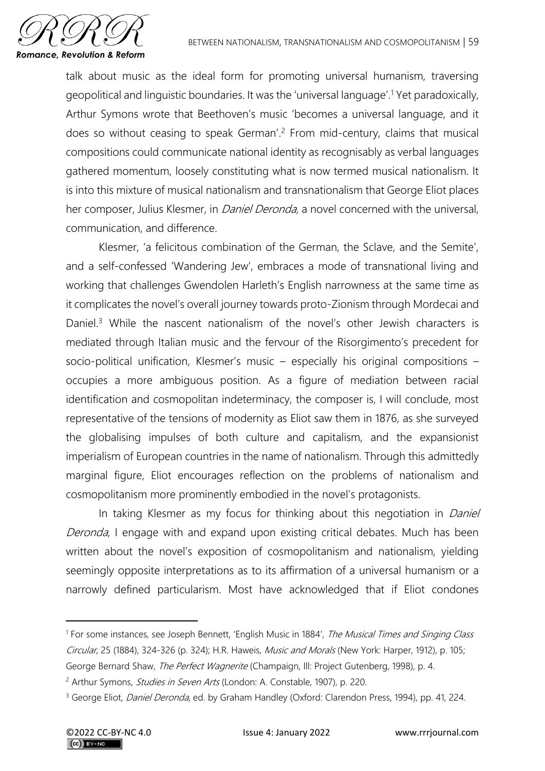talk about music as the ideal form for promoting universal humanism, traversing geopolitical and linguistic boundaries. It was the 'universal language'.[1] Yet paradoxically, Arthur Symons wrote that Beethoven's music 'becomes a universal language, and it does so without ceasing to speak German'.[2] From mid-century, claims that musical compositions could communicate national identity as recognisably as verbal languages gathered momentum, loosely constituting what is now termed musical nationalism. It is into this mixture of musical nationalism and transnationalism that George Eliot places her composer, Julius Klesmer, in *Daniel Deronda,* a novel concerned with the universal, communication, and difference.

Klesmer, 'a felicitous combination of the German, the Sclave, and the Semite', and a self-confessed 'Wandering Jew', embraces a mode of transnational living and working that challenges Gwendolen Harleth's English narrowness at the same time as it complicates the novel's overall journey towards proto-Zionism through Mordecai and Daniel.[3] While the nascent nationalism of the novel's other Jewish characters is mediated through Italian music and the fervour of the Risorgimento's precedent for socio-political unification, Klesmer's music – especially his original compositions – occupies a more ambiguous position. As a figure of mediation between racial identification and cosmopolitan indeterminacy, the composer is, I will conclude, most representative of the tensions of modernity as Eliot saw them in 1876, as she surveyed the globalising impulses of both culture and capitalism, and the expansionist imperialism of European countries in the name of nationalism. Through this admittedly marginal figure, Eliot encourages reflection on the problems of nationalism and cosmopolitanism more prominently embodied in the novel's protagonists.

In taking Klesmer as my focus for thinking about this negotiation in *Daniel Deronda*, I engage with and expand upon existing critical debates. Much has been written about the novel's exposition of cosmopolitanism and nationalism, yielding seemingly opposite interpretations as to its affirmation of a universal humanism or a narrowly defined particularism. Most have acknowledged that if Eliot condones

---

[1] For some instances, see Joseph Bennett, 'English Music in 1884', *The Musical Times and Singing Class Circular*, 25 (1884), 324-326 (p. 324); H.R. Haweis, *Music and Morals* (New York: Harper, 1912), p. 105; George Bernard Shaw, *The Perfect Wagnerite* (Champaign, Ill: Project Gutenberg, 1998), p. 4.

[2] Arthur Symons, *Studies in Seven Arts* (London: A. Constable, 1907), p. 220.

[3] George Eliot, *Daniel Deronda*, ed. by Graham Handley (Oxford: Clarendon Press, 1994), pp. 41, 224.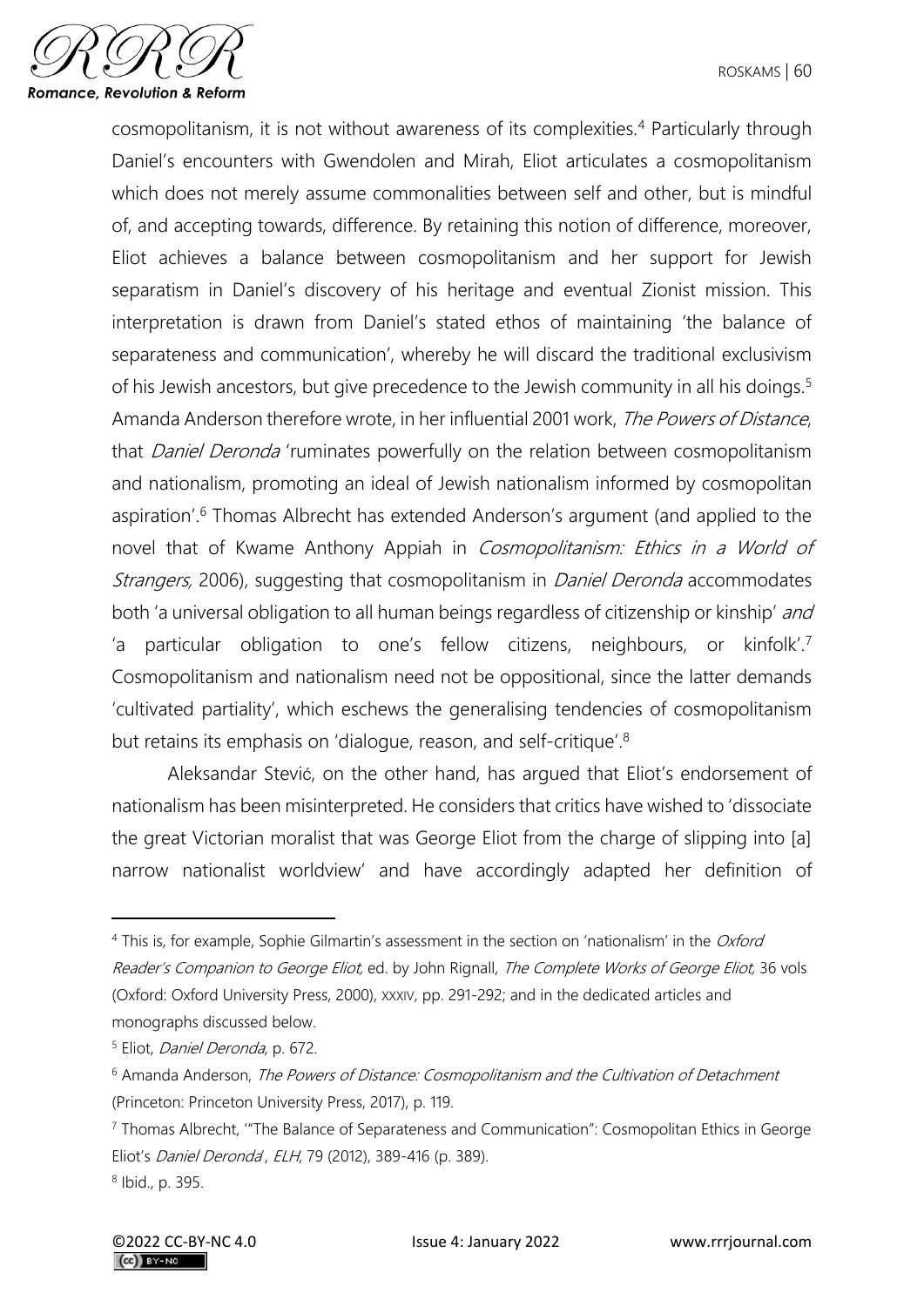cosmopolitanism, it is not without awareness of its complexities.[4] Particularly through Daniel's encounters with Gwendolen and Mirah, Eliot articulates a cosmopolitanism which does not merely assume commonalities between self and other, but is mindful of, and accepting towards, difference. By retaining this notion of difference, moreover, Eliot achieves a balance between cosmopolitanism and her support for Jewish separatism in Daniel's discovery of his heritage and eventual Zionist mission. This interpretation is drawn from Daniel's stated ethos of maintaining 'the balance of separateness and communication', whereby he will discard the traditional exclusivism of his Jewish ancestors, but give precedence to the Jewish community in all his doings.[5] Amanda Anderson therefore wrote, in her influential 2001 work, *The Powers of Distance*, that *Daniel Deronda* 'ruminates powerfully on the relation between cosmopolitanism and nationalism, promoting an ideal of Jewish nationalism informed by cosmopolitan aspiration'.[6] Thomas Albrecht has extended Anderson's argument (and applied to the novel that of Kwame Anthony Appiah in *Cosmopolitanism: Ethics in a World of Strangers,* 2006), suggesting that cosmopolitanism in *Daniel Deronda* accommodates both 'a universal obligation to all human beings regardless of citizenship or kinship' *and* 'a particular obligation to one's fellow citizens, neighbours, or kinfolk'.[7] Cosmopolitanism and nationalism need not be oppositional, since the latter demands 'cultivated partiality', which eschews the generalising tendencies of cosmopolitanism but retains its emphasis on 'dialogue, reason, and self-critique'.[8]

Aleksandar Stević, on the other hand, has argued that Eliot's endorsement of nationalism has been misinterpreted. He considers that critics have wished to 'dissociate the great Victorian moralist that was George Eliot from the charge of slipping into [a] narrow nationalist worldview' and have accordingly adapted her definition of

---

[4] This is, for example, Sophie Gilmartin's assessment in the section on 'nationalism' in the *Oxford Reader's Companion to George Eliot,* ed. by John Rignall, *The Complete Works of George Eliot,* 36 vols (Oxford: Oxford University Press, 2000), XXXIV, pp. 291-292; and in the dedicated articles and monographs discussed below.

[5] Eliot, *Daniel Deronda*, p. 672.

[6] Amanda Anderson, *The Powers of Distance: Cosmopolitanism and the Cultivation of Detachment* (Princeton: Princeton University Press, 2017), p. 119.

[7] Thomas Albrecht, '"The Balance of Separateness and Communication": Cosmopolitan Ethics in George Eliot's *Daniel Deronda*', *ELH*, 79 (2012), 389-416 (p. 389).

[8] Ibid., p. 395.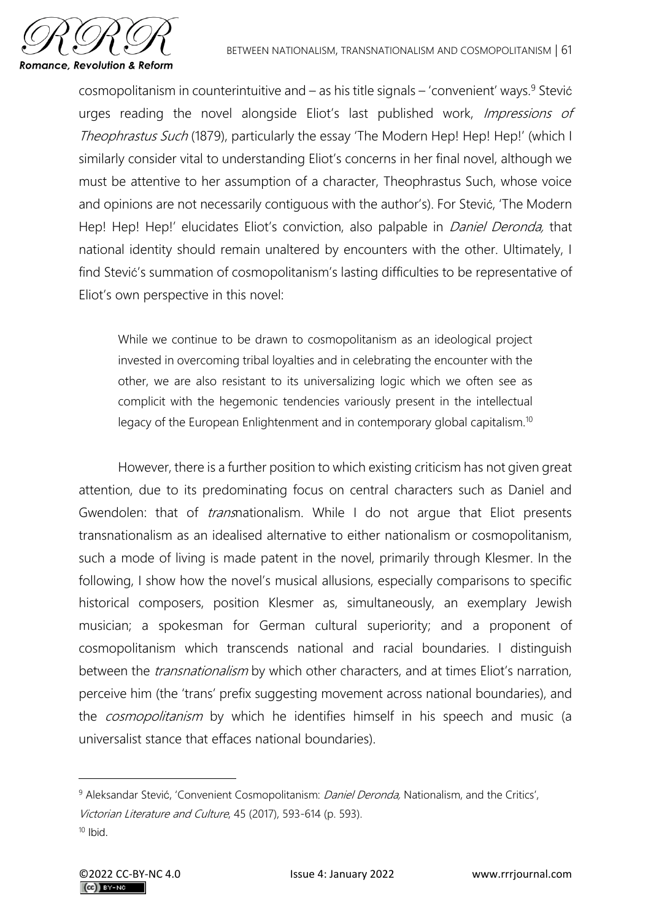cosmopolitanism in counterintuitive and – as his title signals – 'convenient' ways.[9] Stević urges reading the novel alongside Eliot's last published work, *Impressions of Theophrastus Such* (1879), particularly the essay 'The Modern Hep! Hep! Hep!' (which I similarly consider vital to understanding Eliot's concerns in her final novel, although we must be attentive to her assumption of a character, Theophrastus Such, whose voice and opinions are not necessarily contiguous with the author's). For Stević, 'The Modern Hep! Hep! Hep!' elucidates Eliot's conviction, also palpable in *Daniel Deronda,* that national identity should remain unaltered by encounters with the other. Ultimately, I find Stević's summation of cosmopolitanism's lasting difficulties to be representative of Eliot's own perspective in this novel:

> While we continue to be drawn to cosmopolitanism as an ideological project invested in overcoming tribal loyalties and in celebrating the encounter with the other, we are also resistant to its universalizing logic which we often see as complicit with the hegemonic tendencies variously present in the intellectual legacy of the European Enlightenment and in contemporary global capitalism.[10]

However, there is a further position to which existing criticism has not given great attention, due to its predominating focus on central characters such as Daniel and Gwendolen: that of *trans*nationalism. While I do not argue that Eliot presents transnationalism as an idealised alternative to either nationalism or cosmopolitanism, such a mode of living is made patent in the novel, primarily through Klesmer. In the following, I show how the novel's musical allusions, especially comparisons to specific historical composers, position Klesmer as, simultaneously, an exemplary Jewish musician; a spokesman for German cultural superiority; and a proponent of cosmopolitanism which transcends national and racial boundaries. I distinguish between the *transnationalism* by which other characters, and at times Eliot's narration, perceive him (the 'trans' prefix suggesting movement across national boundaries), and the *cosmopolitanism* by which he identifies himself in his speech and music (a universalist stance that effaces national boundaries).

---

[9] Aleksandar Stević, 'Convenient Cosmopolitanism: *Daniel Deronda,* Nationalism, and the Critics', *Victorian Literature and Culture*, 45 (2017), 593-614 (p. 593).

[10] Ibid.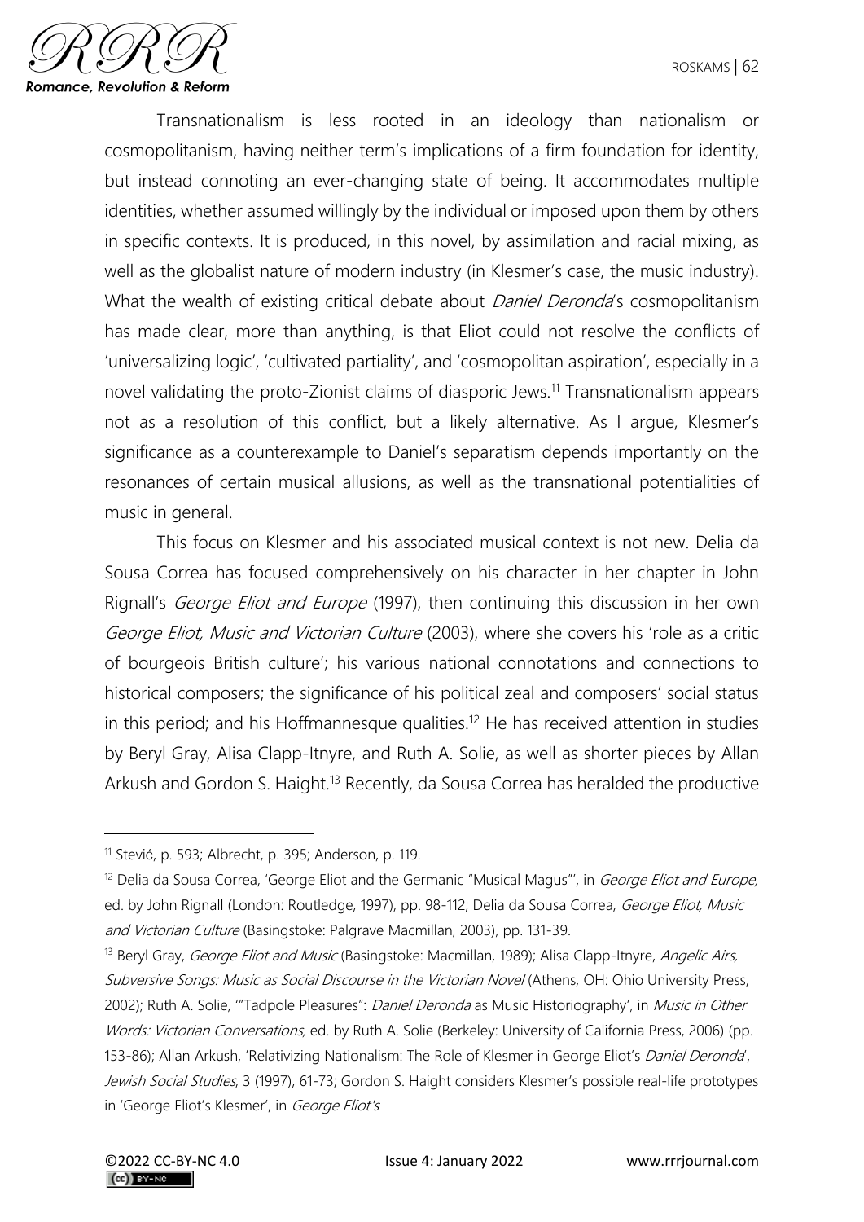Transnationalism is less rooted in an ideology than nationalism or cosmopolitanism, having neither term's implications of a firm foundation for identity, but instead connoting an ever-changing state of being. It accommodates multiple identities, whether assumed willingly by the individual or imposed upon them by others in specific contexts. It is produced, in this novel, by assimilation and racial mixing, as well as the globalist nature of modern industry (in Klesmer's case, the music industry). What the wealth of existing critical debate about *Daniel Deronda*'s cosmopolitanism has made clear, more than anything, is that Eliot could not resolve the conflicts of 'universalizing logic', 'cultivated partiality', and 'cosmopolitan aspiration', especially in a novel validating the proto-Zionist claims of diasporic Jews.[11] Transnationalism appears not as a resolution of this conflict, but a likely alternative. As I argue, Klesmer's significance as a counterexample to Daniel's separatism depends importantly on the resonances of certain musical allusions, as well as the transnational potentialities of music in general.

This focus on Klesmer and his associated musical context is not new. Delia da Sousa Correa has focused comprehensively on his character in her chapter in John Rignall's *George Eliot and Europe* (1997), then continuing this discussion in her own *George Eliot, Music and Victorian Culture* (2003), where she covers his 'role as a critic of bourgeois British culture'; his various national connotations and connections to historical composers; the significance of his political zeal and composers' social status in this period; and his Hoffmannesque qualities.[12] He has received attention in studies by Beryl Gray, Alisa Clapp-Itnyre, and Ruth A. Solie, as well as shorter pieces by Allan Arkush and Gordon S. Haight.[13] Recently, da Sousa Correa has heralded the productive

---

[11] Stević, p. 593; Albrecht, p. 395; Anderson, p. 119.

[12] Delia da Sousa Correa, 'George Eliot and the Germanic "Musical Magus"', in *George Eliot and Europe*, ed. by John Rignall (London: Routledge, 1997), pp. 98-112; Delia da Sousa Correa, *George Eliot, Music and Victorian Culture* (Basingstoke: Palgrave Macmillan, 2003), pp. 131-39.

[13] Beryl Gray, *George Eliot and Music* (Basingstoke: Macmillan, 1989); Alisa Clapp-Itnyre, *Angelic Airs, Subversive Songs: Music as Social Discourse in the Victorian Novel* (Athens, OH: Ohio University Press, 2002); Ruth A. Solie, '"Tadpole Pleasures": *Daniel Deronda* as Music Historiography', in *Music in Other Words: Victorian Conversations*, ed. by Ruth A. Solie (Berkeley: University of California Press, 2006) (pp. 153-86); Allan Arkush, 'Relativizing Nationalism: The Role of Klesmer in George Eliot's *Daniel Deronda*', *Jewish Social Studies*, 3 (1997), 61-73; Gordon S. Haight considers Klesmer's possible real-life prototypes in 'George Eliot's Klesmer', in *George Eliot's*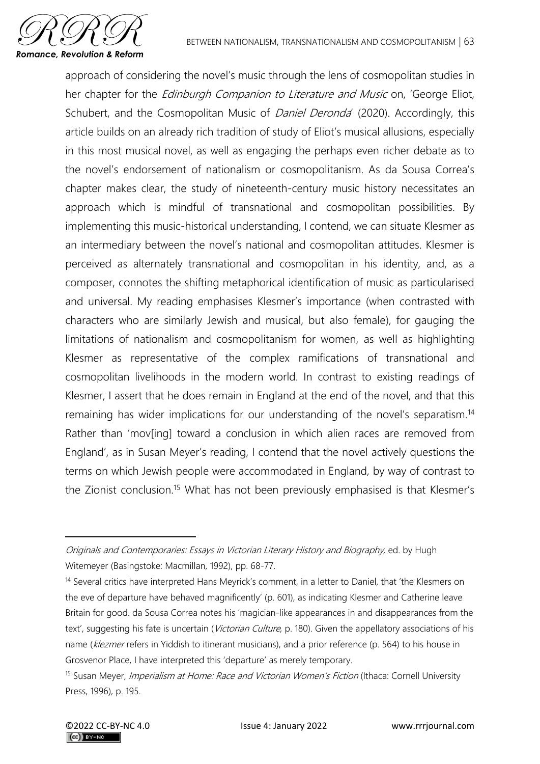approach of considering the novel's music through the lens of cosmopolitan studies in her chapter for the *Edinburgh Companion to Literature and Music* on, 'George Eliot, Schubert, and the Cosmopolitan Music of *Daniel Deronda*' (2020). Accordingly, this article builds on an already rich tradition of study of Eliot's musical allusions, especially in this most musical novel, as well as engaging the perhaps even richer debate as to the novel's endorsement of nationalism or cosmopolitanism. As da Sousa Correa's chapter makes clear, the study of nineteenth-century music history necessitates an approach which is mindful of transnational and cosmopolitan possibilities. By implementing this music-historical understanding, I contend, we can situate Klesmer as an intermediary between the novel's national and cosmopolitan attitudes. Klesmer is perceived as alternately transnational and cosmopolitan in his identity, and, as a composer, connotes the shifting metaphorical identification of music as particularised and universal. My reading emphasises Klesmer's importance (when contrasted with characters who are similarly Jewish and musical, but also female), for gauging the limitations of nationalism and cosmopolitanism for women, as well as highlighting Klesmer as representative of the complex ramifications of transnational and cosmopolitan livelihoods in the modern world. In contrast to existing readings of Klesmer, I assert that he does remain in England at the end of the novel, and that this remaining has wider implications for our understanding of the novel's separatism.[14] Rather than 'mov[ing] toward a conclusion in which alien races are removed from England', as in Susan Meyer's reading, I contend that the novel actively questions the terms on which Jewish people were accommodated in England, by way of contrast to the Zionist conclusion.[15] What has not been previously emphasised is that Klesmer's

---

*Originals and Contemporaries: Essays in Victorian Literary History and Biography,* ed. by Hugh Witemeyer (Basingstoke: Macmillan, 1992), pp. 68-77.

[14] Several critics have interpreted Hans Meyrick's comment, in a letter to Daniel, that 'the Klesmers on the eve of departure have behaved magnificently' (p. 601), as indicating Klesmer and Catherine leave Britain for good. da Sousa Correa notes his 'magician-like appearances in and disappearances from the text', suggesting his fate is uncertain (*Victorian Culture*, p. 180). Given the appellatory associations of his name (*klezmer* refers in Yiddish to itinerant musicians), and a prior reference (p. 564) to his house in Grosvenor Place, I have interpreted this 'departure' as merely temporary.

[15] Susan Meyer, *Imperialism at Home: Race and Victorian Women's Fiction* (Ithaca: Cornell University Press, 1996), p. 195.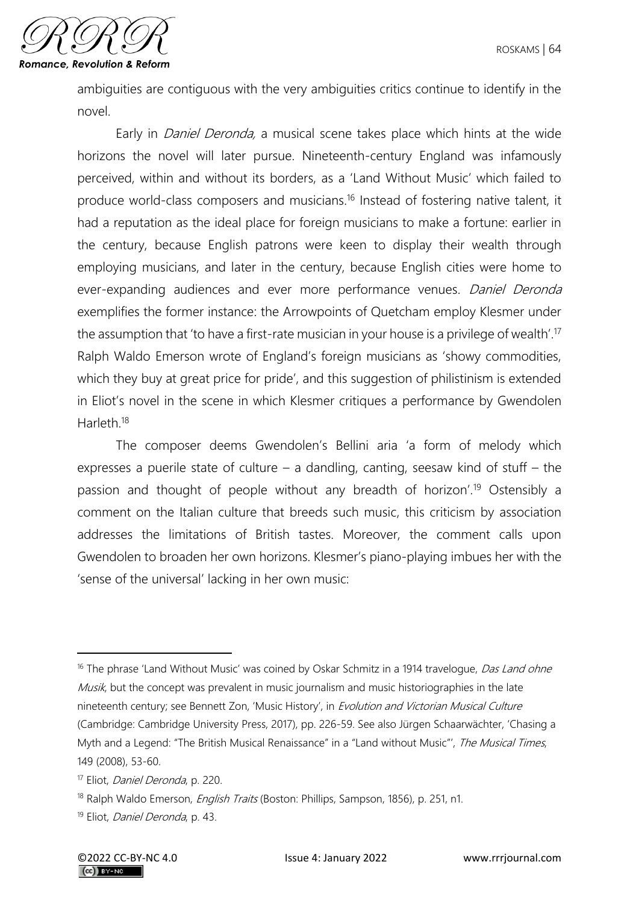ambiguities are contiguous with the very ambiguities critics continue to identify in the novel.

Early in *Daniel Deronda,* a musical scene takes place which hints at the wide horizons the novel will later pursue. Nineteenth-century England was infamously perceived, within and without its borders, as a 'Land Without Music' which failed to produce world-class composers and musicians.[16] Instead of fostering native talent, it had a reputation as the ideal place for foreign musicians to make a fortune: earlier in the century, because English patrons were keen to display their wealth through employing musicians, and later in the century, because English cities were home to ever-expanding audiences and ever more performance venues. *Daniel Deronda* exemplifies the former instance: the Arrowpoints of Quetcham employ Klesmer under the assumption that 'to have a first-rate musician in your house is a privilege of wealth'.[17] Ralph Waldo Emerson wrote of England's foreign musicians as 'showy commodities, which they buy at great price for pride', and this suggestion of philistinism is extended in Eliot's novel in the scene in which Klesmer critiques a performance by Gwendolen Harleth.[18]

The composer deems Gwendolen's Bellini aria 'a form of melody which expresses a puerile state of culture – a dandling, canting, seesaw kind of stuff – the passion and thought of people without any breadth of horizon'.[19] Ostensibly a comment on the Italian culture that breeds such music, this criticism by association addresses the limitations of British tastes. Moreover, the comment calls upon Gwendolen to broaden her own horizons. Klesmer's piano-playing imbues her with the 'sense of the universal' lacking in her own music:

---

[16] The phrase 'Land Without Music' was coined by Oskar Schmitz in a 1914 travelogue, *Das Land ohne Musik*, but the concept was prevalent in music journalism and music historiographies in the late nineteenth century; see Bennett Zon, 'Music History', in *Evolution and Victorian Musical Culture* (Cambridge: Cambridge University Press, 2017), pp. 226-59. See also Jürgen Schaarwächter, 'Chasing a Myth and a Legend: "The British Musical Renaissance" in a "Land without Music"', *The Musical Times*, 149 (2008), 53-60.

[17] Eliot, *Daniel Deronda*, p. 220.

[18] Ralph Waldo Emerson, *English Traits* (Boston: Phillips, Sampson, 1856), p. 251, n1.

[19] Eliot, *Daniel Deronda*, p. 43.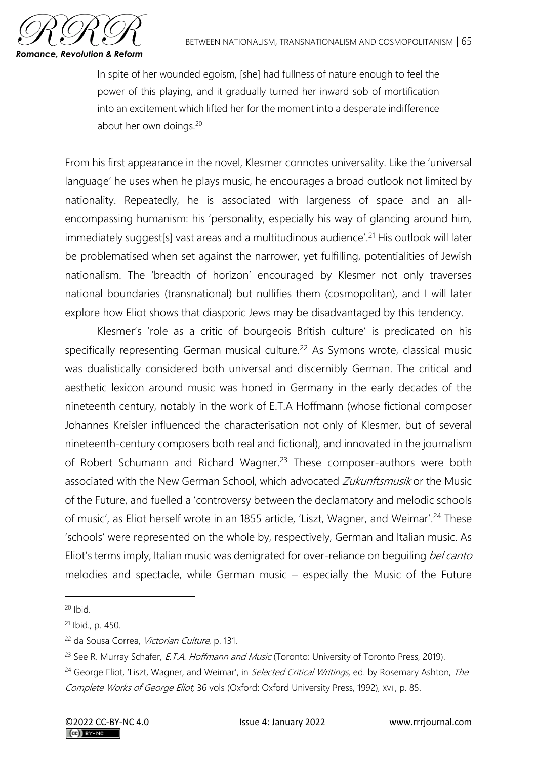> In spite of her wounded egoism, [she] had fullness of nature enough to feel the power of this playing, and it gradually turned her inward sob of mortification into an excitement which lifted her for the moment into a desperate indifference about her own doings.[20]

From his first appearance in the novel, Klesmer connotes universality. Like the 'universal language' he uses when he plays music, he encourages a broad outlook not limited by nationality. Repeatedly, he is associated with largeness of space and an all-encompassing humanism: his 'personality, especially his way of glancing around him, immediately suggest[s] vast areas and a multitudinous audience'.[21] His outlook will later be problematised when set against the narrower, yet fulfilling, potentialities of Jewish nationalism. The 'breadth of horizon' encouraged by Klesmer not only traverses national boundaries (transnational) but nullifies them (cosmopolitan), and I will later explore how Eliot shows that diasporic Jews may be disadvantaged by this tendency.

Klesmer's 'role as a critic of bourgeois British culture' is predicated on his specifically representing German musical culture.[22] As Symons wrote, classical music was dualistically considered both universal and discernibly German. The critical and aesthetic lexicon around music was honed in Germany in the early decades of the nineteenth century, notably in the work of E.T.A Hoffmann (whose fictional composer Johannes Kreisler influenced the characterisation not only of Klesmer, but of several nineteenth-century composers both real and fictional), and innovated in the journalism of Robert Schumann and Richard Wagner.[23] These composer-authors were both associated with the New German School, which advocated *Zukunftsmusik* or the Music of the Future, and fuelled a 'controversy between the declamatory and melodic schools of music', as Eliot herself wrote in an 1855 article, 'Liszt, Wagner, and Weimar'.[24] These 'schools' were represented on the whole by, respectively, German and Italian music. As Eliot's terms imply, Italian music was denigrated for over-reliance on beguiling *bel canto* melodies and spectacle, while German music – especially the Music of the Future

---

[20] Ibid.

[21] Ibid., p. 450.

[22] da Sousa Correa, *Victorian Culture*, p. 131.

[23] See R. Murray Schafer, *E.T.A. Hoffmann and Music* (Toronto: University of Toronto Press, 2019).

[24] George Eliot, 'Liszt, Wagner, and Weimar', in *Selected Critical Writings,* ed. by Rosemary Ashton, *The Complete Works of George Eliot,* 36 vols (Oxford: Oxford University Press, 1992), XVII, p. 85.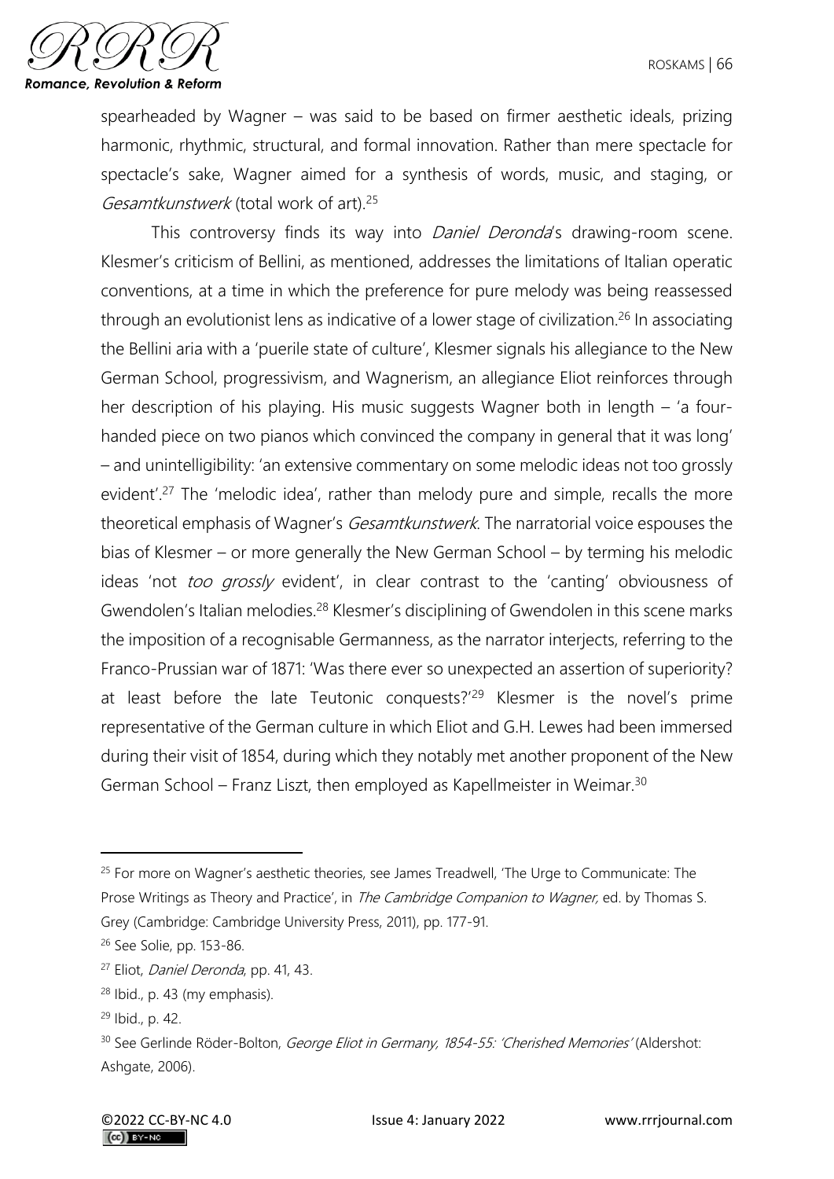spearheaded by Wagner – was said to be based on firmer aesthetic ideals, prizing harmonic, rhythmic, structural, and formal innovation. Rather than mere spectacle for spectacle's sake, Wagner aimed for a synthesis of words, music, and staging, or *Gesamtkunstwerk* (total work of art).[25]

This controversy finds its way into *Daniel Deronda*'s drawing-room scene. Klesmer's criticism of Bellini, as mentioned, addresses the limitations of Italian operatic conventions, at a time in which the preference for pure melody was being reassessed through an evolutionist lens as indicative of a lower stage of civilization.[26] In associating the Bellini aria with a 'puerile state of culture', Klesmer signals his allegiance to the New German School, progressivism, and Wagnerism, an allegiance Eliot reinforces through her description of his playing. His music suggests Wagner both in length – 'a four-handed piece on two pianos which convinced the company in general that it was long' – and unintelligibility: 'an extensive commentary on some melodic ideas not too grossly evident'.[27] The 'melodic idea', rather than melody pure and simple, recalls the more theoretical emphasis of Wagner's *Gesamtkunstwerk*. The narratorial voice espouses the bias of Klesmer – or more generally the New German School – by terming his melodic ideas 'not *too grossly* evident', in clear contrast to the 'canting' obviousness of Gwendolen's Italian melodies.[28] Klesmer's disciplining of Gwendolen in this scene marks the imposition of a recognisable Germanness, as the narrator interjects, referring to the Franco-Prussian war of 1871: 'Was there ever so unexpected an assertion of superiority? at least before the late Teutonic conquests?'[29] Klesmer is the novel's prime representative of the German culture in which Eliot and G.H. Lewes had been immersed during their visit of 1854, during which they notably met another proponent of the New German School – Franz Liszt, then employed as Kapellmeister in Weimar.[30]

---

[25] For more on Wagner's aesthetic theories, see James Treadwell, 'The Urge to Communicate: The Prose Writings as Theory and Practice', in *The Cambridge Companion to Wagner,* ed. by Thomas S. Grey (Cambridge: Cambridge University Press, 2011), pp. 177-91.

[26] See Solie, pp. 153-86.

[27] Eliot, *Daniel Deronda*, pp. 41, 43.

[28] Ibid., p. 43 (my emphasis).

[29] Ibid., p. 42.

[30] See Gerlinde Röder-Bolton, *George Eliot in Germany, 1854-55: 'Cherished Memories'* (Aldershot: Ashgate, 2006).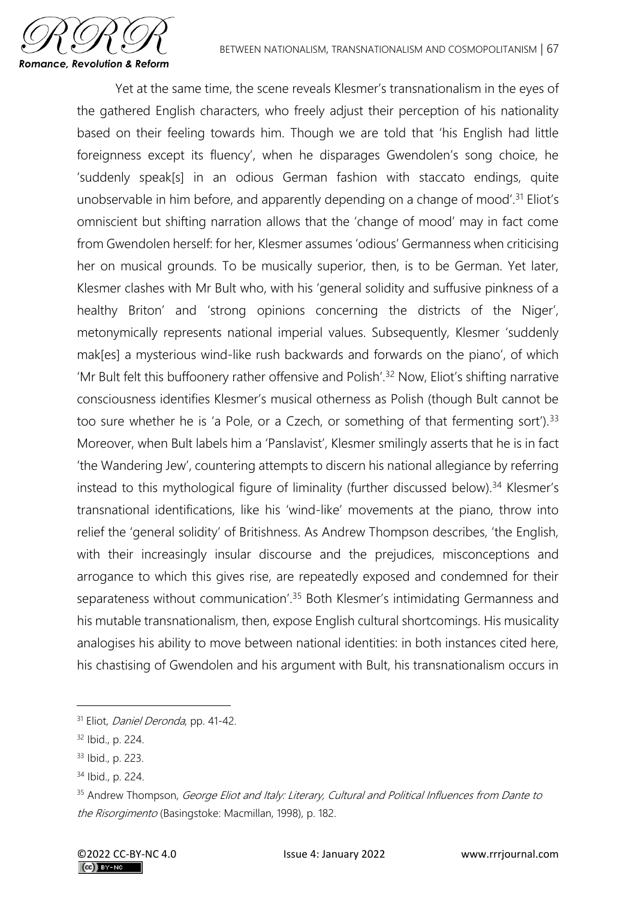Yet at the same time, the scene reveals Klesmer's transnationalism in the eyes of the gathered English characters, who freely adjust their perception of his nationality based on their feeling towards him. Though we are told that 'his English had little foreignness except its fluency', when he disparages Gwendolen's song choice, he 'suddenly speak[s] in an odious German fashion with staccato endings, quite unobservable in him before, and apparently depending on a change of mood'.[31] Eliot's omniscient but shifting narration allows that the 'change of mood' may in fact come from Gwendolen herself: for her, Klesmer assumes 'odious' Germanness when criticising her on musical grounds. To be musically superior, then, is to be German. Yet later, Klesmer clashes with Mr Bult who, with his 'general solidity and suffusive pinkness of a healthy Briton' and 'strong opinions concerning the districts of the Niger', metonymically represents national imperial values. Subsequently, Klesmer 'suddenly mak[es] a mysterious wind-like rush backwards and forwards on the piano', of which 'Mr Bult felt this buffoonery rather offensive and Polish'.[32] Now, Eliot's shifting narrative consciousness identifies Klesmer's musical otherness as Polish (though Bult cannot be too sure whether he is 'a Pole, or a Czech, or something of that fermenting sort').[33] Moreover, when Bult labels him a 'Panslavist', Klesmer smilingly asserts that he is in fact 'the Wandering Jew', countering attempts to discern his national allegiance by referring instead to this mythological figure of liminality (further discussed below).[34] Klesmer's transnational identifications, like his 'wind-like' movements at the piano, throw into relief the 'general solidity' of Britishness. As Andrew Thompson describes, 'the English, with their increasingly insular discourse and the prejudices, misconceptions and arrogance to which this gives rise, are repeatedly exposed and condemned for their separateness without communication'.[35] Both Klesmer's intimidating Germanness and his mutable transnationalism, then, expose English cultural shortcomings. His musicality analogises his ability to move between national identities: in both instances cited here, his chastising of Gwendolen and his argument with Bult, his transnationalism occurs in

---

[31] Eliot, *Daniel Deronda*, pp. 41-42.

[32] Ibid., p. 224.

[33] Ibid., p. 223.

[34] Ibid., p. 224.

[35] Andrew Thompson, *George Eliot and Italy: Literary, Cultural and Political Influences from Dante to the Risorgimento* (Basingstoke: Macmillan, 1998), p. 182.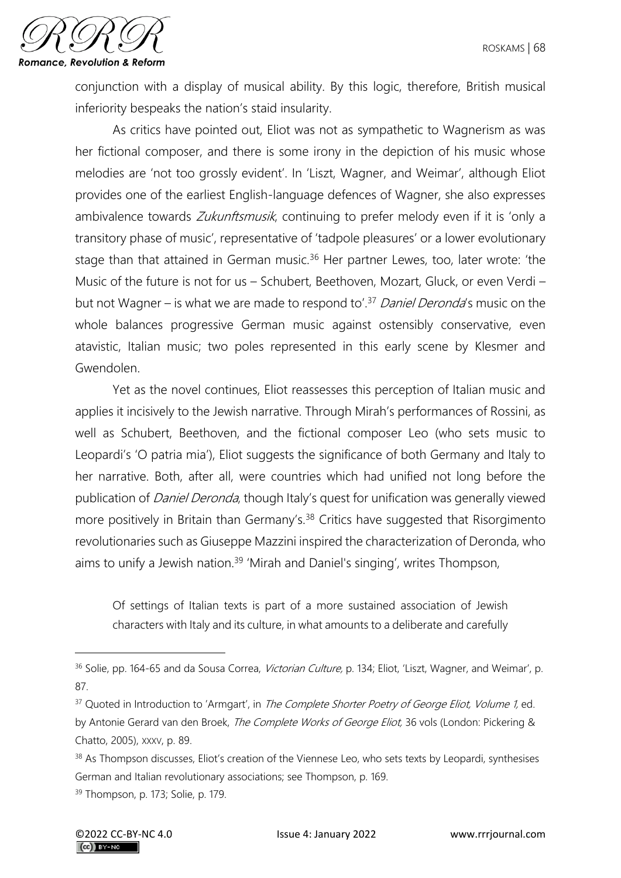conjunction with a display of musical ability. By this logic, therefore, British musical inferiority bespeaks the nation's staid insularity.

As critics have pointed out, Eliot was not as sympathetic to Wagnerism as was her fictional composer, and there is some irony in the depiction of his music whose melodies are 'not too grossly evident'. In 'Liszt, Wagner, and Weimar', although Eliot provides one of the earliest English-language defences of Wagner, she also expresses ambivalence towards *Zukunftsmusik*, continuing to prefer melody even if it is 'only a transitory phase of music', representative of 'tadpole pleasures' or a lower evolutionary stage than that attained in German music.[36] Her partner Lewes, too, later wrote: 'the Music of the future is not for us – Schubert, Beethoven, Mozart, Gluck, or even Verdi – but not Wagner – is what we are made to respond to'.[37] *Daniel Deronda*'s music on the whole balances progressive German music against ostensibly conservative, even atavistic, Italian music; two poles represented in this early scene by Klesmer and Gwendolen.

Yet as the novel continues, Eliot reassesses this perception of Italian music and applies it incisively to the Jewish narrative. Through Mirah's performances of Rossini, as well as Schubert, Beethoven, and the fictional composer Leo (who sets music to Leopardi's 'O patria mia'), Eliot suggests the significance of both Germany and Italy to her narrative. Both, after all, were countries which had unified not long before the publication of *Daniel Deronda*, though Italy's quest for unification was generally viewed more positively in Britain than Germany's.[38] Critics have suggested that Risorgimento revolutionaries such as Giuseppe Mazzini inspired the characterization of Deronda, who aims to unify a Jewish nation.[39] 'Mirah and Daniel's singing', writes Thompson,

> Of settings of Italian texts is part of a more sustained association of Jewish characters with Italy and its culture, in what amounts to a deliberate and carefully

---

[36] Solie, pp. 164-65 and da Sousa Correa, *Victorian Culture*, p. 134; Eliot, 'Liszt, Wagner, and Weimar', p. 87.

[37] Quoted in Introduction to 'Armgart', in *The Complete Shorter Poetry of George Eliot, Volume 1*, ed. by Antonie Gerard van den Broek, *The Complete Works of George Eliot*, 36 vols (London: Pickering & Chatto, 2005), xxxv, p. 89.

[38] As Thompson discusses, Eliot's creation of the Viennese Leo, who sets texts by Leopardi, synthesises German and Italian revolutionary associations; see Thompson, p. 169.

[39] Thompson, p. 173; Solie, p. 179.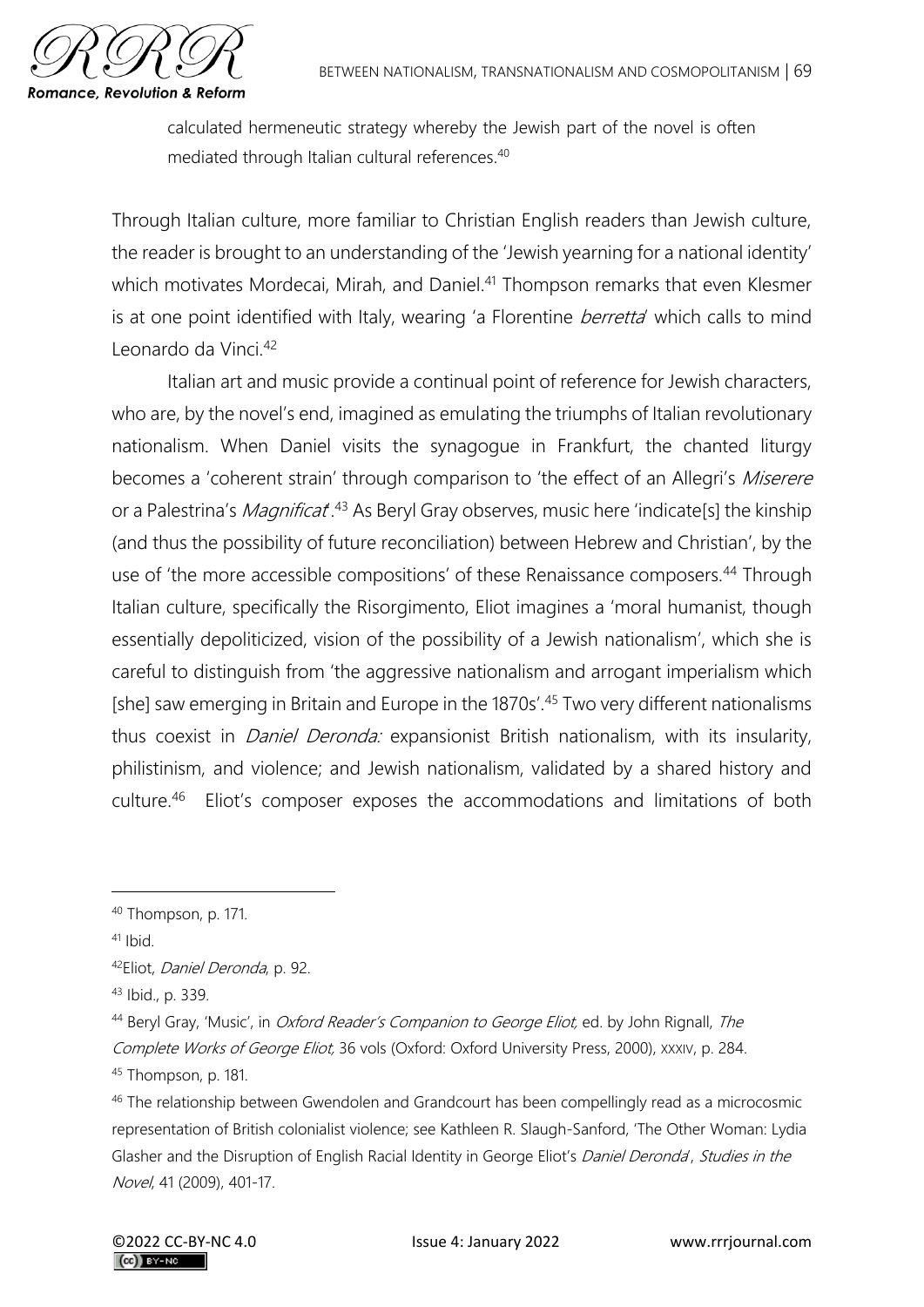calculated hermeneutic strategy whereby the Jewish part of the novel is often mediated through Italian cultural references.[40]

Through Italian culture, more familiar to Christian English readers than Jewish culture, the reader is brought to an understanding of the 'Jewish yearning for a national identity' which motivates Mordecai, Mirah, and Daniel.[41] Thompson remarks that even Klesmer is at one point identified with Italy, wearing 'a Florentine *berretta*' which calls to mind Leonardo da Vinci.[42]

Italian art and music provide a continual point of reference for Jewish characters, who are, by the novel's end, imagined as emulating the triumphs of Italian revolutionary nationalism. When Daniel visits the synagogue in Frankfurt, the chanted liturgy becomes a 'coherent strain' through comparison to 'the effect of an Allegri's *Miserere* or a Palestrina's *Magnificat*'.[43] As Beryl Gray observes, music here 'indicate[s] the kinship (and thus the possibility of future reconciliation) between Hebrew and Christian', by the use of 'the more accessible compositions' of these Renaissance composers.[44] Through Italian culture, specifically the Risorgimento, Eliot imagines a 'moral humanist, though essentially depoliticized, vision of the possibility of a Jewish nationalism', which she is careful to distinguish from 'the aggressive nationalism and arrogant imperialism which [she] saw emerging in Britain and Europe in the 1870s'.[45] Two very different nationalisms thus coexist in *Daniel Deronda:* expansionist British nationalism, with its insularity, philistinism, and violence; and Jewish nationalism, validated by a shared history and culture.[46] Eliot's composer exposes the accommodations and limitations of both

---

[40] Thompson, p. 171.

[41] Ibid.

[42] Eliot, *Daniel Deronda*, p. 92.

[43] Ibid., p. 339.

[44] Beryl Gray, 'Music', in *Oxford Reader's Companion to George Eliot,* ed. by John Rignall, *The Complete Works of George Eliot,* 36 vols (Oxford: Oxford University Press, 2000), XXXIV, p. 284.

[45] Thompson, p. 181.

[46] The relationship between Gwendolen and Grandcourt has been compellingly read as a microcosmic representation of British colonialist violence; see Kathleen R. Slaugh-Sanford, 'The Other Woman: Lydia Glasher and the Disruption of English Racial Identity in George Eliot's *Daniel Deronda*', *Studies in the Novel*, 41 (2009), 401-17.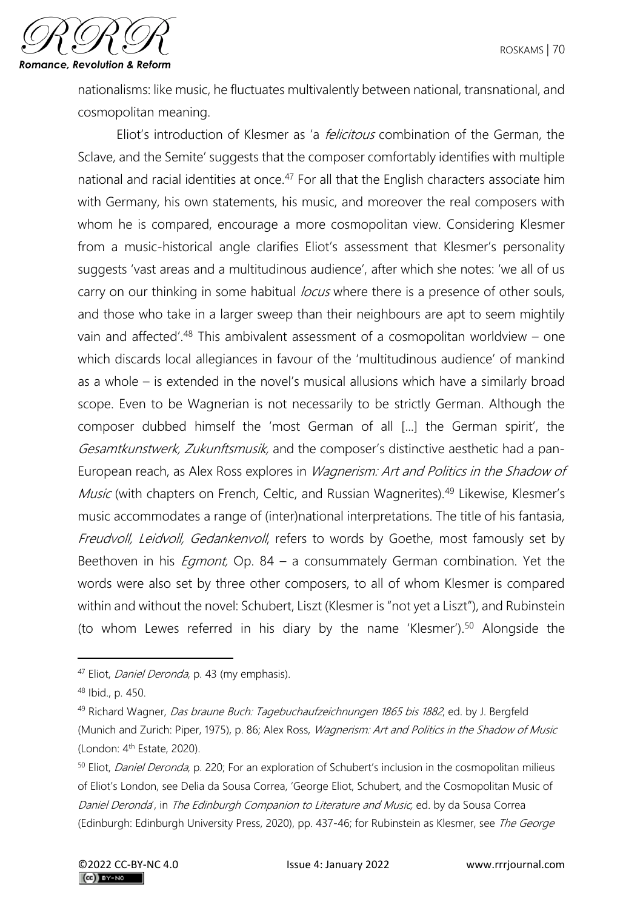nationalisms: like music, he fluctuates multivalently between national, transnational, and cosmopolitan meaning.

Eliot's introduction of Klesmer as 'a *felicitous* combination of the German, the Sclave, and the Semite' suggests that the composer comfortably identifies with multiple national and racial identities at once.[47] For all that the English characters associate him with Germany, his own statements, his music, and moreover the real composers with whom he is compared, encourage a more cosmopolitan view. Considering Klesmer from a music-historical angle clarifies Eliot's assessment that Klesmer's personality suggests 'vast areas and a multitudinous audience', after which she notes: 'we all of us carry on our thinking in some habitual *locus* where there is a presence of other souls, and those who take in a larger sweep than their neighbours are apt to seem mightily vain and affected'.[48] This ambivalent assessment of a cosmopolitan worldview – one which discards local allegiances in favour of the 'multitudinous audience' of mankind as a whole – is extended in the novel's musical allusions which have a similarly broad scope. Even to be Wagnerian is not necessarily to be strictly German. Although the composer dubbed himself the 'most German of all [...] the German spirit', the *Gesamtkunstwerk, Zukunftsmusik,* and the composer's distinctive aesthetic had a pan-European reach, as Alex Ross explores in *Wagnerism: Art and Politics in the Shadow of Music* (with chapters on French, Celtic, and Russian Wagnerites).[49] Likewise, Klesmer's music accommodates a range of (inter)national interpretations. The title of his fantasia, *Freudvoll, Leidvoll, Gedankenvoll*, refers to words by Goethe, most famously set by Beethoven in his *Egmont,* Op. 84 – a consummately German combination. Yet the words were also set by three other composers, to all of whom Klesmer is compared within and without the novel: Schubert, Liszt (Klesmer is "not yet a Liszt"), and Rubinstein (to whom Lewes referred in his diary by the name 'Klesmer').[50] Alongside the

---

[47] Eliot, *Daniel Deronda*, p. 43 (my emphasis).

[48] Ibid., p. 450.

[49] Richard Wagner, *Das braune Buch: Tagebuchaufzeichnungen 1865 bis 1882*, ed. by J. Bergfeld (Munich and Zurich: Piper, 1975), p. 86; Alex Ross, *Wagnerism: Art and Politics in the Shadow of Music* (London: 4th Estate, 2020).

[50] Eliot, *Daniel Deronda*, p. 220; For an exploration of Schubert's inclusion in the cosmopolitan milieus of Eliot's London, see Delia da Sousa Correa, 'George Eliot, Schubert, and the Cosmopolitan Music of *Daniel Deronda*', in *The Edinburgh Companion to Literature and Music,* ed. by da Sousa Correa (Edinburgh: Edinburgh University Press, 2020), pp. 437-46; for Rubinstein as Klesmer, see *The George*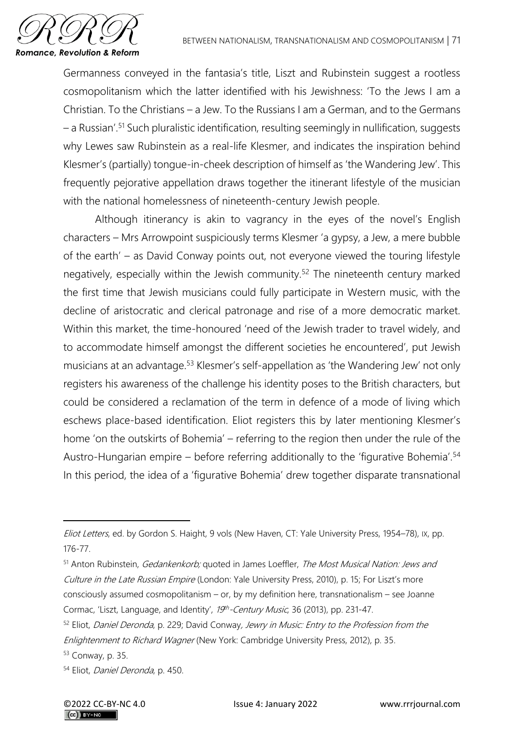Germanness conveyed in the fantasia's title, Liszt and Rubinstein suggest a rootless cosmopolitanism which the latter identified with his Jewishness: 'To the Jews I am a Christian. To the Christians – a Jew. To the Russians I am a German, and to the Germans – a Russian'.[51] Such pluralistic identification, resulting seemingly in nullification, suggests why Lewes saw Rubinstein as a real-life Klesmer, and indicates the inspiration behind Klesmer's (partially) tongue-in-cheek description of himself as 'the Wandering Jew'. This frequently pejorative appellation draws together the itinerant lifestyle of the musician with the national homelessness of nineteenth-century Jewish people.

Although itinerancy is akin to vagrancy in the eyes of the novel's English characters – Mrs Arrowpoint suspiciously terms Klesmer 'a gypsy, a Jew, a mere bubble of the earth' – as David Conway points out, not everyone viewed the touring lifestyle negatively, especially within the Jewish community.[52] The nineteenth century marked the first time that Jewish musicians could fully participate in Western music, with the decline of aristocratic and clerical patronage and rise of a more democratic market. Within this market, the time-honoured 'need of the Jewish trader to travel widely, and to accommodate himself amongst the different societies he encountered', put Jewish musicians at an advantage.[53] Klesmer's self-appellation as 'the Wandering Jew' not only registers his awareness of the challenge his identity poses to the British characters, but could be considered a reclamation of the term in defence of a mode of living which eschews place-based identification. Eliot registers this by later mentioning Klesmer's home 'on the outskirts of Bohemia' – referring to the region then under the rule of the Austro-Hungarian empire – before referring additionally to the 'figurative Bohemia'.[54] In this period, the idea of a 'figurative Bohemia' drew together disparate transnational

---

*Eliot Letters*, ed. by Gordon S. Haight, 9 vols (New Haven, CT: Yale University Press, 1954–78), IX, pp. 176-77.

[51] Anton Rubinstein, *Gedankenkorb;* quoted in James Loeffler, *The Most Musical Nation: Jews and Culture in the Late Russian Empire* (London: Yale University Press, 2010), p. 15; For Liszt's more consciously assumed cosmopolitanism – or, by my definition here, transnationalism – see Joanne Cormac, 'Liszt, Language, and Identity', *19th-Century Music*, 36 (2013), pp. 231-47.

[52] Eliot, *Daniel Deronda*, p. 229; David Conway, *Jewry in Music: Entry to the Profession from the Enlightenment to Richard Wagner* (New York: Cambridge University Press, 2012), p. 35.

[53] Conway, p. 35.

[54] Eliot, *Daniel Deronda*, p. 450.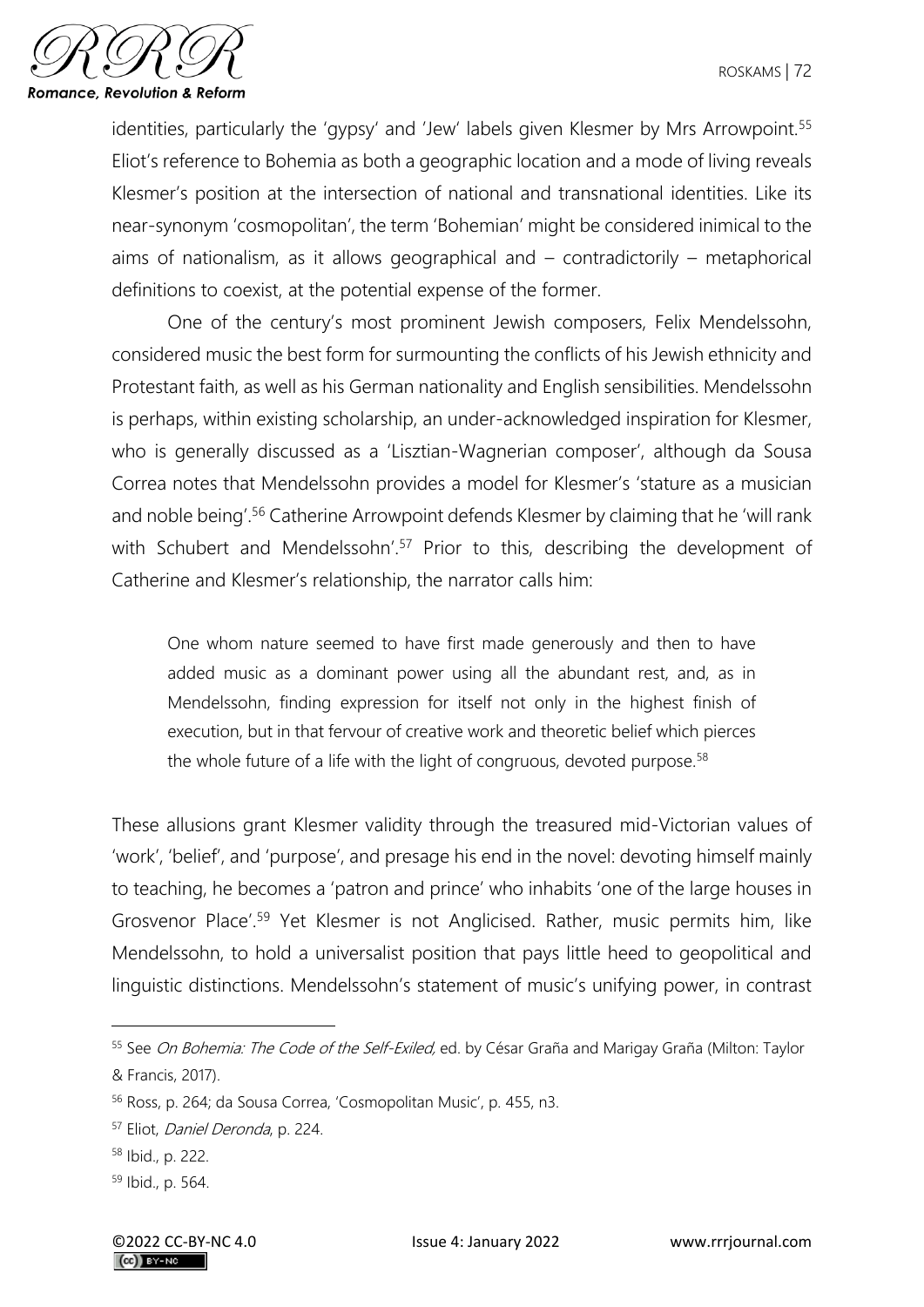identities, particularly the 'gypsy' and 'Jew' labels given Klesmer by Mrs Arrowpoint.[55] Eliot's reference to Bohemia as both a geographic location and a mode of living reveals Klesmer's position at the intersection of national and transnational identities. Like its near-synonym 'cosmopolitan', the term 'Bohemian' might be considered inimical to the aims of nationalism, as it allows geographical and – contradictorily – metaphorical definitions to coexist, at the potential expense of the former.

One of the century's most prominent Jewish composers, Felix Mendelssohn, considered music the best form for surmounting the conflicts of his Jewish ethnicity and Protestant faith, as well as his German nationality and English sensibilities. Mendelssohn is perhaps, within existing scholarship, an under-acknowledged inspiration for Klesmer, who is generally discussed as a 'Lisztian-Wagnerian composer', although da Sousa Correa notes that Mendelssohn provides a model for Klesmer's 'stature as a musician and noble being'.[56] Catherine Arrowpoint defends Klesmer by claiming that he 'will rank with Schubert and Mendelssohn'.[57] Prior to this, describing the development of Catherine and Klesmer's relationship, the narrator calls him:

> One whom nature seemed to have first made generously and then to have added music as a dominant power using all the abundant rest, and, as in Mendelssohn, finding expression for itself not only in the highest finish of execution, but in that fervour of creative work and theoretic belief which pierces the whole future of a life with the light of congruous, devoted purpose.[58]

These allusions grant Klesmer validity through the treasured mid-Victorian values of 'work', 'belief', and 'purpose', and presage his end in the novel: devoting himself mainly to teaching, he becomes a 'patron and prince' who inhabits 'one of the large houses in Grosvenor Place'.[59] Yet Klesmer is not Anglicised. Rather, music permits him, like Mendelssohn, to hold a universalist position that pays little heed to geopolitical and linguistic distinctions. Mendelssohn's statement of music's unifying power, in contrast

---

[55] See *On Bohemia: The Code of the Self-Exiled,* ed. by César Graña and Marigay Graña (Milton: Taylor & Francis, 2017).

[56] Ross, p. 264; da Sousa Correa, 'Cosmopolitan Music', p. 455, n3.

[57] Eliot, *Daniel Deronda*, p. 224.

[58] Ibid., p. 222.

[59] Ibid., p. 564.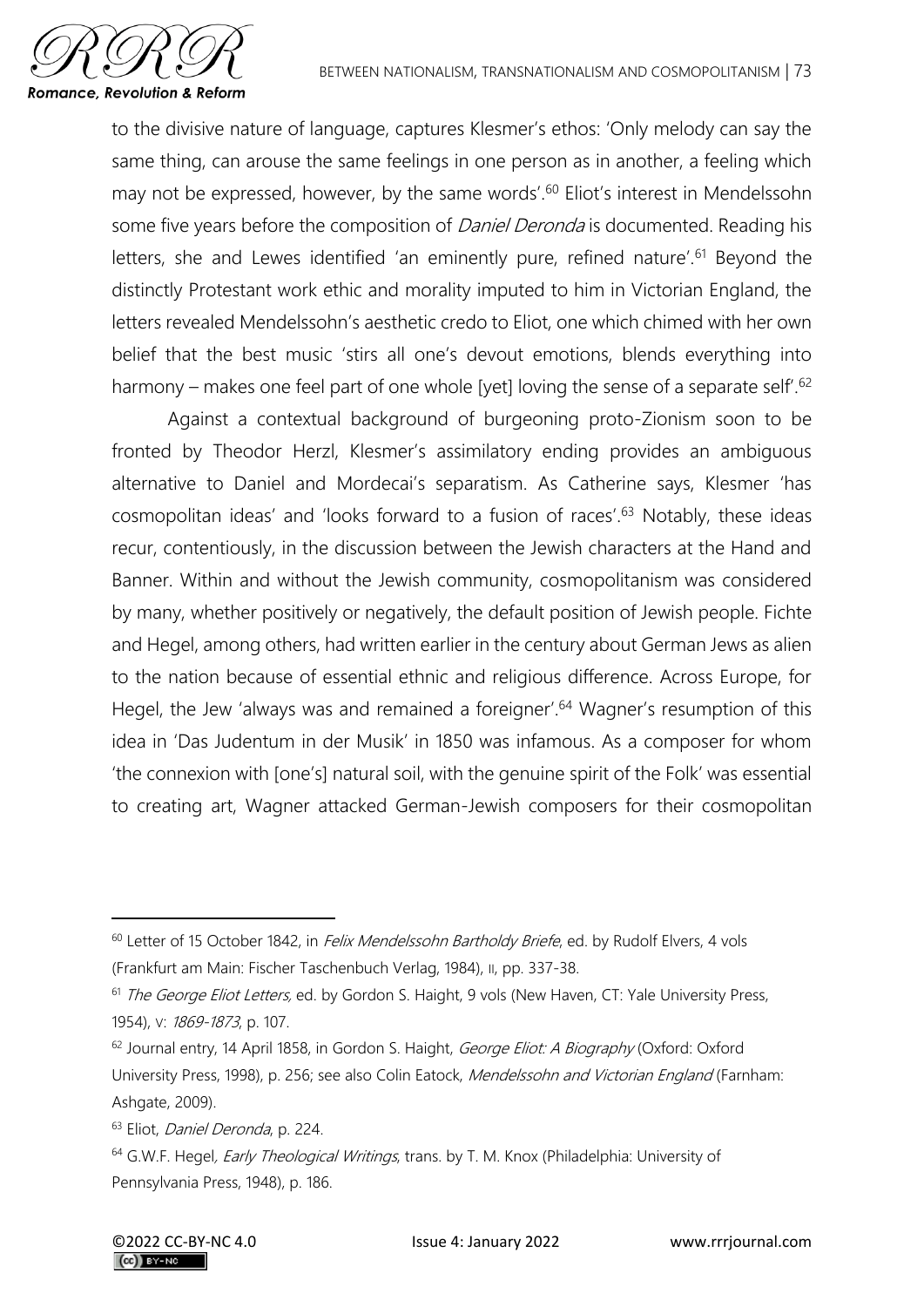to the divisive nature of language, captures Klesmer's ethos: 'Only melody can say the same thing, can arouse the same feelings in one person as in another, a feeling which may not be expressed, however, by the same words'.[60] Eliot's interest in Mendelssohn some five years before the composition of *Daniel Deronda* is documented. Reading his letters, she and Lewes identified 'an eminently pure, refined nature'.[61] Beyond the distinctly Protestant work ethic and morality imputed to him in Victorian England, the letters revealed Mendelssohn's aesthetic credo to Eliot, one which chimed with her own belief that the best music 'stirs all one's devout emotions, blends everything into harmony – makes one feel part of one whole [yet] loving the sense of a separate self'.[62]

Against a contextual background of burgeoning proto-Zionism soon to be fronted by Theodor Herzl, Klesmer's assimilatory ending provides an ambiguous alternative to Daniel and Mordecai's separatism. As Catherine says, Klesmer 'has cosmopolitan ideas' and 'looks forward to a fusion of races'.[63] Notably, these ideas recur, contentiously, in the discussion between the Jewish characters at the Hand and Banner. Within and without the Jewish community, cosmopolitanism was considered by many, whether positively or negatively, the default position of Jewish people. Fichte and Hegel, among others, had written earlier in the century about German Jews as alien to the nation because of essential ethnic and religious difference. Across Europe, for Hegel, the Jew 'always was and remained a foreigner'.[64] Wagner's resumption of this idea in 'Das Judentum in der Musik' in 1850 was infamous. As a composer for whom 'the connexion with [one's] natural soil, with the genuine spirit of the Folk' was essential to creating art, Wagner attacked German-Jewish composers for their cosmopolitan

---

[60] Letter of 15 October 1842, in *Felix Mendelssohn Bartholdy Briefe*, ed. by Rudolf Elvers, 4 vols (Frankfurt am Main: Fischer Taschenbuch Verlag, 1984), II, pp. 337-38.

[61] *The George Eliot Letters*, ed. by Gordon S. Haight, 9 vols (New Haven, CT: Yale University Press, 1954), V: *1869-1873*, p. 107.

[62] Journal entry, 14 April 1858, in Gordon S. Haight, *George Eliot: A Biography* (Oxford: Oxford University Press, 1998), p. 256; see also Colin Eatock, *Mendelssohn and Victorian England* (Farnham: Ashgate, 2009).

[63] Eliot, *Daniel Deronda*, p. 224.

[64] G.W.F. Hegel, *Early Theological Writings*, trans. by T. M. Knox (Philadelphia: University of Pennsylvania Press, 1948), p. 186.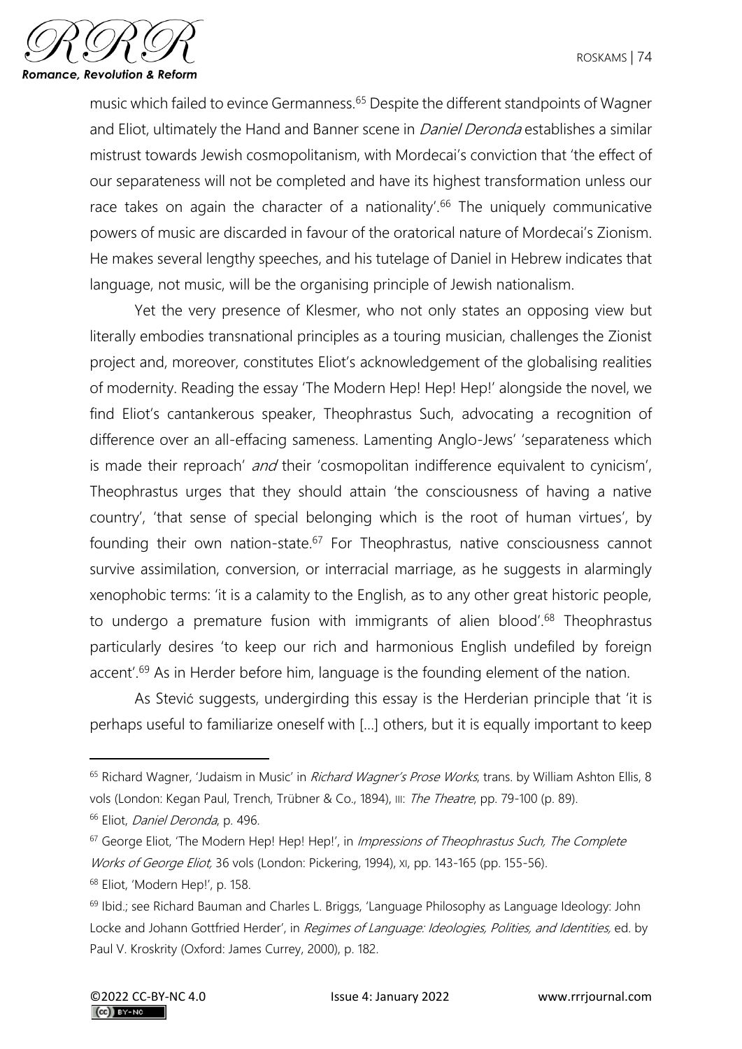music which failed to evince Germanness.[65] Despite the different standpoints of Wagner and Eliot, ultimately the Hand and Banner scene in *Daniel Deronda* establishes a similar mistrust towards Jewish cosmopolitanism, with Mordecai's conviction that 'the effect of our separateness will not be completed and have its highest transformation unless our race takes on again the character of a nationality'.[66] The uniquely communicative powers of music are discarded in favour of the oratorical nature of Mordecai's Zionism. He makes several lengthy speeches, and his tutelage of Daniel in Hebrew indicates that language, not music, will be the organising principle of Jewish nationalism.

Yet the very presence of Klesmer, who not only states an opposing view but literally embodies transnational principles as a touring musician, challenges the Zionist project and, moreover, constitutes Eliot's acknowledgement of the globalising realities of modernity. Reading the essay 'The Modern Hep! Hep! Hep!' alongside the novel, we find Eliot's cantankerous speaker, Theophrastus Such, advocating a recognition of difference over an all-effacing sameness. Lamenting Anglo-Jews' 'separateness which is made their reproach' *and* their 'cosmopolitan indifference equivalent to cynicism', Theophrastus urges that they should attain 'the consciousness of having a native country', 'that sense of special belonging which is the root of human virtues', by founding their own nation-state.[67] For Theophrastus, native consciousness cannot survive assimilation, conversion, or interracial marriage, as he suggests in alarmingly xenophobic terms: 'it is a calamity to the English, as to any other great historic people, to undergo a premature fusion with immigrants of alien blood'.[68] Theophrastus particularly desires 'to keep our rich and harmonious English undefiled by foreign accent'.[69] As in Herder before him, language is the founding element of the nation.

As Stević suggests, undergirding this essay is the Herderian principle that 'it is perhaps useful to familiarize oneself with [...] others, but it is equally important to keep

---

[65] Richard Wagner, 'Judaism in Music' in *Richard Wagner's Prose Works*, trans. by William Ashton Ellis, 8 vols (London: Kegan Paul, Trench, Trübner & Co., 1894), III: *The Theatre*, pp. 79-100 (p. 89).

[66] Eliot, *Daniel Deronda*, p. 496.

[67] George Eliot, 'The Modern Hep! Hep! Hep!', in *Impressions of Theophrastus Such, The Complete Works of George Eliot*, 36 vols (London: Pickering, 1994), XI, pp. 143-165 (pp. 155-56).

[68] Eliot, 'Modern Hep!', p. 158.

[69] Ibid.; see Richard Bauman and Charles L. Briggs, 'Language Philosophy as Language Ideology: John Locke and Johann Gottfried Herder', in *Regimes of Language: Ideologies, Polities, and Identities,* ed. by Paul V. Kroskrity (Oxford: James Currey, 2000), p. 182.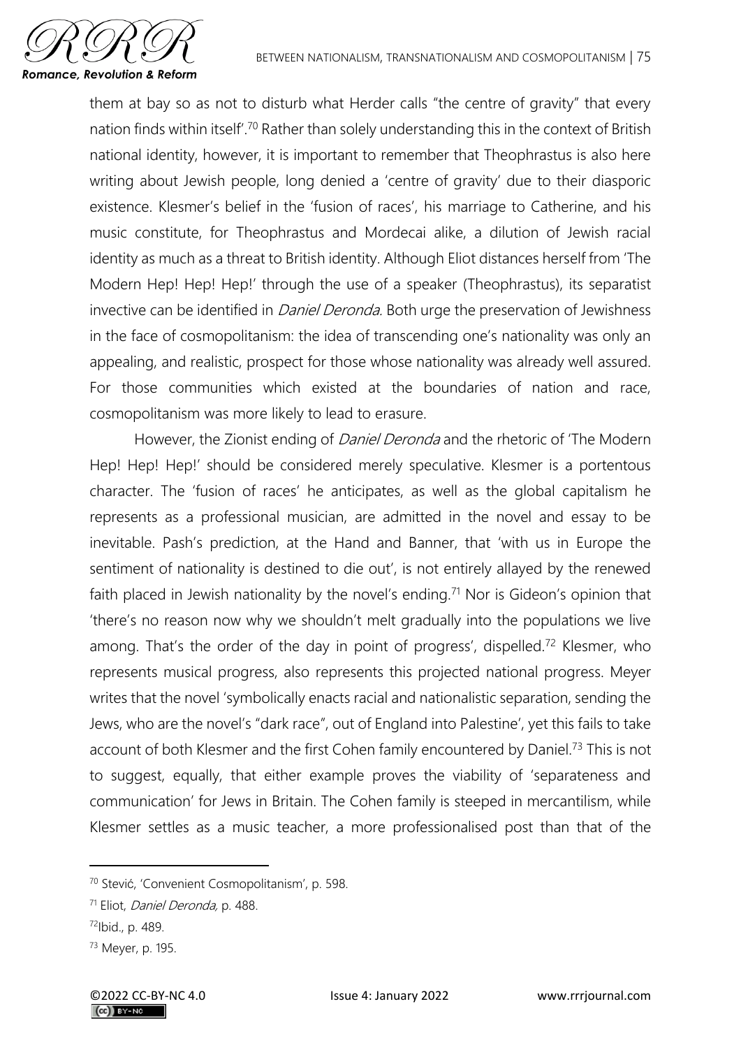them at bay so as not to disturb what Herder calls "the centre of gravity" that every nation finds within itself'.[70] Rather than solely understanding this in the context of British national identity, however, it is important to remember that Theophrastus is also here writing about Jewish people, long denied a 'centre of gravity' due to their diasporic existence. Klesmer's belief in the 'fusion of races', his marriage to Catherine, and his music constitute, for Theophrastus and Mordecai alike, a dilution of Jewish racial identity as much as a threat to British identity. Although Eliot distances herself from 'The Modern Hep! Hep! Hep!' through the use of a speaker (Theophrastus), its separatist invective can be identified in *Daniel Deronda*. Both urge the preservation of Jewishness in the face of cosmopolitanism: the idea of transcending one's nationality was only an appealing, and realistic, prospect for those whose nationality was already well assured. For those communities which existed at the boundaries of nation and race, cosmopolitanism was more likely to lead to erasure.

However, the Zionist ending of *Daniel Deronda* and the rhetoric of 'The Modern Hep! Hep! Hep!' should be considered merely speculative. Klesmer is a portentous character. The 'fusion of races' he anticipates, as well as the global capitalism he represents as a professional musician, are admitted in the novel and essay to be inevitable. Pash's prediction, at the Hand and Banner, that 'with us in Europe the sentiment of nationality is destined to die out', is not entirely allayed by the renewed faith placed in Jewish nationality by the novel's ending.[71] Nor is Gideon's opinion that 'there's no reason now why we shouldn't melt gradually into the populations we live among. That's the order of the day in point of progress', dispelled.[72] Klesmer, who represents musical progress, also represents this projected national progress. Meyer writes that the novel 'symbolically enacts racial and nationalistic separation, sending the Jews, who are the novel's "dark race", out of England into Palestine', yet this fails to take account of both Klesmer and the first Cohen family encountered by Daniel.[73] This is not to suggest, equally, that either example proves the viability of 'separateness and communication' for Jews in Britain. The Cohen family is steeped in mercantilism, while Klesmer settles as a music teacher, a more professionalised post than that of the

[70] Stević, 'Convenient Cosmopolitanism', p. 598.

[71] Eliot, *Daniel Deronda*, p. 488.

[72] Ibid., p. 489.

[73] Meyer, p. 195.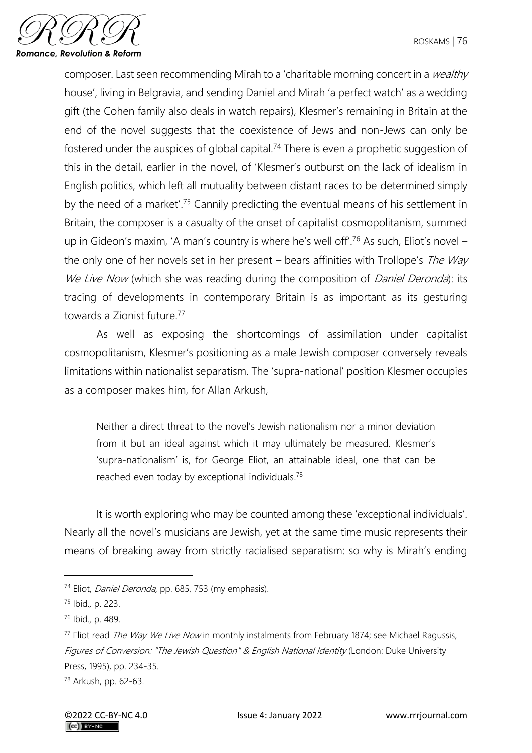composer. Last seen recommending Mirah to a 'charitable morning concert in a *wealthy* house', living in Belgravia, and sending Daniel and Mirah 'a perfect watch' as a wedding gift (the Cohen family also deals in watch repairs), Klesmer's remaining in Britain at the end of the novel suggests that the coexistence of Jews and non-Jews can only be fostered under the auspices of global capital.[74] There is even a prophetic suggestion of this in the detail, earlier in the novel, of 'Klesmer's outburst on the lack of idealism in English politics, which left all mutuality between distant races to be determined simply by the need of a market'.[75] Cannily predicting the eventual means of his settlement in Britain, the composer is a casualty of the onset of capitalist cosmopolitanism, summed up in Gideon's maxim, 'A man's country is where he's well off'.[76] As such, Eliot's novel – the only one of her novels set in her present – bears affinities with Trollope's *The Way We Live Now* (which she was reading during the composition of *Daniel Deronda*): its tracing of developments in contemporary Britain is as important as its gesturing towards a Zionist future.[77]

As well as exposing the shortcomings of assimilation under capitalist cosmopolitanism, Klesmer's positioning as a male Jewish composer conversely reveals limitations within nationalist separatism. The 'supra-national' position Klesmer occupies as a composer makes him, for Allan Arkush,

> Neither a direct threat to the novel's Jewish nationalism nor a minor deviation from it but an ideal against which it may ultimately be measured. Klesmer's 'supra-nationalism' is, for George Eliot, an attainable ideal, one that can be reached even today by exceptional individuals.[78]

It is worth exploring who may be counted among these 'exceptional individuals'. Nearly all the novel's musicians are Jewish, yet at the same time music represents their means of breaking away from strictly racialised separatism: so why is Mirah's ending

---

[74] Eliot, *Daniel Deronda,* pp. 685, 753 (my emphasis).

[75] Ibid., p. 223.

[76] Ibid., p. 489.

[77] Eliot read *The Way We Live Now* in monthly instalments from February 1874; see Michael Ragussis, *Figures of Conversion: "The Jewish Question" & English National Identity* (London: Duke University Press, 1995), pp. 234-35.

[78] Arkush, pp. 62-63.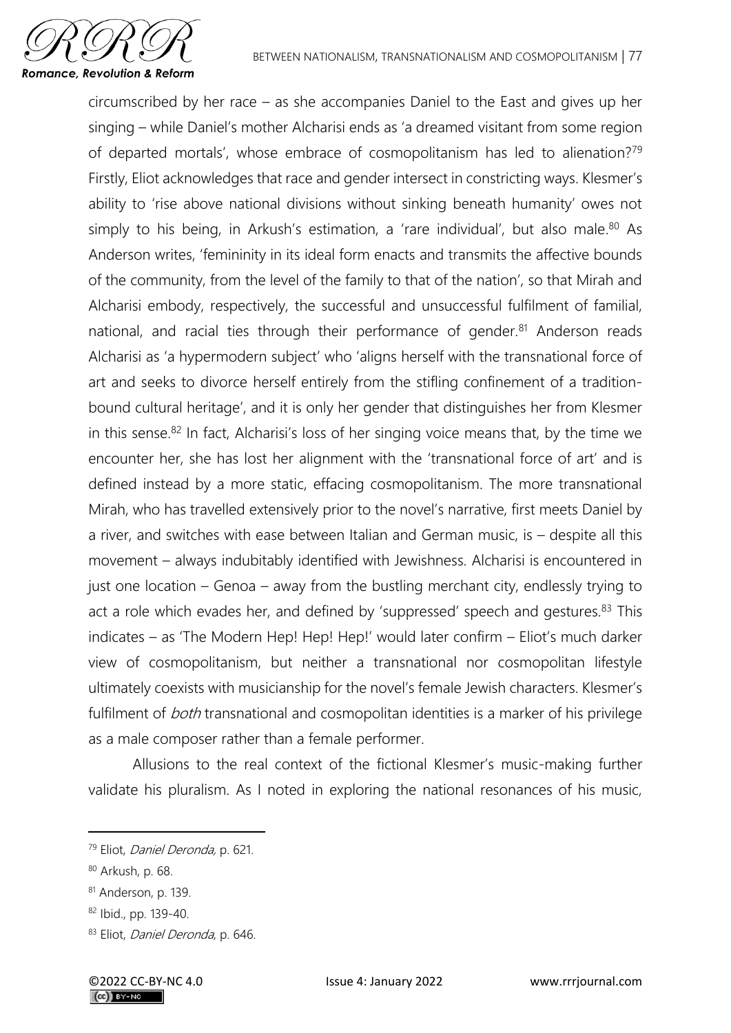circumscribed by her race – as she accompanies Daniel to the East and gives up her singing – while Daniel's mother Alcharisi ends as 'a dreamed visitant from some region of departed mortals', whose embrace of cosmopolitanism has led to alienation?[79] Firstly, Eliot acknowledges that race and gender intersect in constricting ways. Klesmer's ability to 'rise above national divisions without sinking beneath humanity' owes not simply to his being, in Arkush's estimation, a 'rare individual', but also male.[80] As Anderson writes, 'femininity in its ideal form enacts and transmits the affective bounds of the community, from the level of the family to that of the nation', so that Mirah and Alcharisi embody, respectively, the successful and unsuccessful fulfilment of familial, national, and racial ties through their performance of gender.[81] Anderson reads Alcharisi as 'a hypermodern subject' who 'aligns herself with the transnational force of art and seeks to divorce herself entirely from the stifling confinement of a tradition-bound cultural heritage', and it is only her gender that distinguishes her from Klesmer in this sense.[82] In fact, Alcharisi's loss of her singing voice means that, by the time we encounter her, she has lost her alignment with the 'transnational force of art' and is defined instead by a more static, effacing cosmopolitanism. The more transnational Mirah, who has travelled extensively prior to the novel's narrative, first meets Daniel by a river, and switches with ease between Italian and German music, is – despite all this movement – always indubitably identified with Jewishness. Alcharisi is encountered in just one location – Genoa – away from the bustling merchant city, endlessly trying to act a role which evades her, and defined by 'suppressed' speech and gestures.[83] This indicates – as 'The Modern Hep! Hep! Hep!' would later confirm – Eliot's much darker view of cosmopolitanism, but neither a transnational nor cosmopolitan lifestyle ultimately coexists with musicianship for the novel's female Jewish characters. Klesmer's fulfilment of *both* transnational and cosmopolitan identities is a marker of his privilege as a male composer rather than a female performer.

Allusions to the real context of the fictional Klesmer's music-making further validate his pluralism. As I noted in exploring the national resonances of his music,

---

[79] Eliot, *Daniel Deronda,* p. 621.

[80] Arkush, p. 68.

[81] Anderson, p. 139.

[82] Ibid., pp. 139-40.

[83] Eliot, *Daniel Deronda*, p. 646.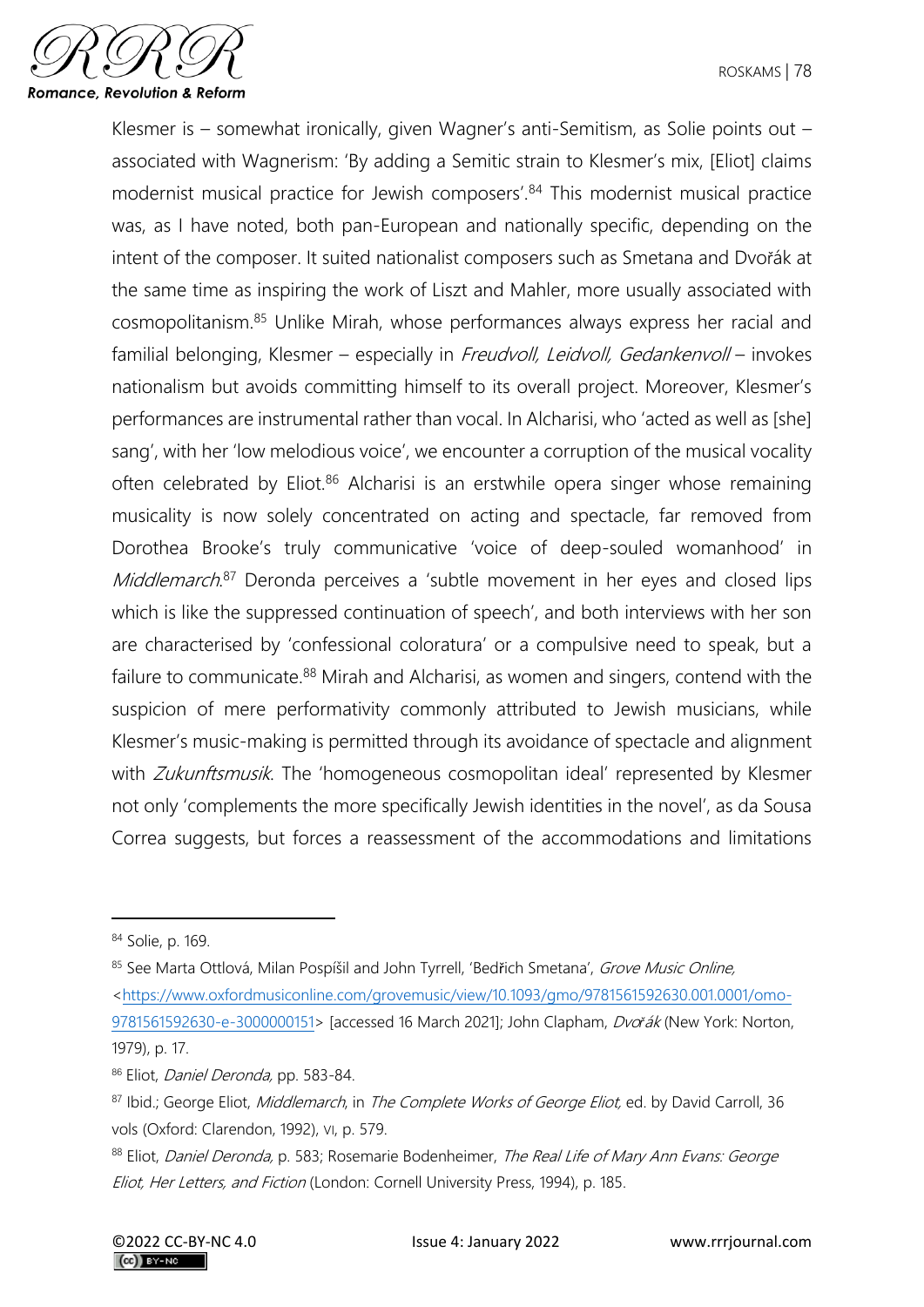Klesmer is – somewhat ironically, given Wagner's anti-Semitism, as Solie points out – associated with Wagnerism: 'By adding a Semitic strain to Klesmer's mix, [Eliot] claims modernist musical practice for Jewish composers'.[84] This modernist musical practice was, as I have noted, both pan-European and nationally specific, depending on the intent of the composer. It suited nationalist composers such as Smetana and Dvořák at the same time as inspiring the work of Liszt and Mahler, more usually associated with cosmopolitanism.[85] Unlike Mirah, whose performances always express her racial and familial belonging, Klesmer – especially in *Freudvoll, Leidvoll, Gedankenvoll* – invokes nationalism but avoids committing himself to its overall project. Moreover, Klesmer's performances are instrumental rather than vocal. In Alcharisi, who 'acted as well as [she] sang', with her 'low melodious voice', we encounter a corruption of the musical vocality often celebrated by Eliot.[86] Alcharisi is an erstwhile opera singer whose remaining musicality is now solely concentrated on acting and spectacle, far removed from Dorothea Brooke's truly communicative 'voice of deep-souled womanhood' in *Middlemarch*.[87] Deronda perceives a 'subtle movement in her eyes and closed lips which is like the suppressed continuation of speech', and both interviews with her son are characterised by 'confessional coloratura' or a compulsive need to speak, but a failure to communicate.[88] Mirah and Alcharisi, as women and singers, contend with the suspicion of mere performativity commonly attributed to Jewish musicians, while Klesmer's music-making is permitted through its avoidance of spectacle and alignment with *Zukunftsmusik*. The 'homogeneous cosmopolitan ideal' represented by Klesmer not only 'complements the more specifically Jewish identities in the novel', as da Sousa Correa suggests, but forces a reassessment of the accommodations and limitations

---

[84] Solie, p. 169.

[85] See Marta Ottlová, Milan Pospíšil and John Tyrrell, 'Bedřich Smetana', *Grove Music Online*, <https://www.oxfordmusiconline.com/grovemusic/view/10.1093/gmo/9781561592630.001.0001/omo-9781561592630-e-3000000151> [accessed 16 March 2021]; John Clapham, *Dvořák* (New York: Norton, 1979), p. 17.

[86] Eliot, *Daniel Deronda*, pp. 583-84.

[87] Ibid.; George Eliot, *Middlemarch*, in *The Complete Works of George Eliot*, ed. by David Carroll, 36 vols (Oxford: Clarendon, 1992), VI, p. 579.

[88] Eliot, *Daniel Deronda*, p. 583; Rosemarie Bodenheimer, *The Real Life of Mary Ann Evans: George Eliot, Her Letters, and Fiction* (London: Cornell University Press, 1994), p. 185.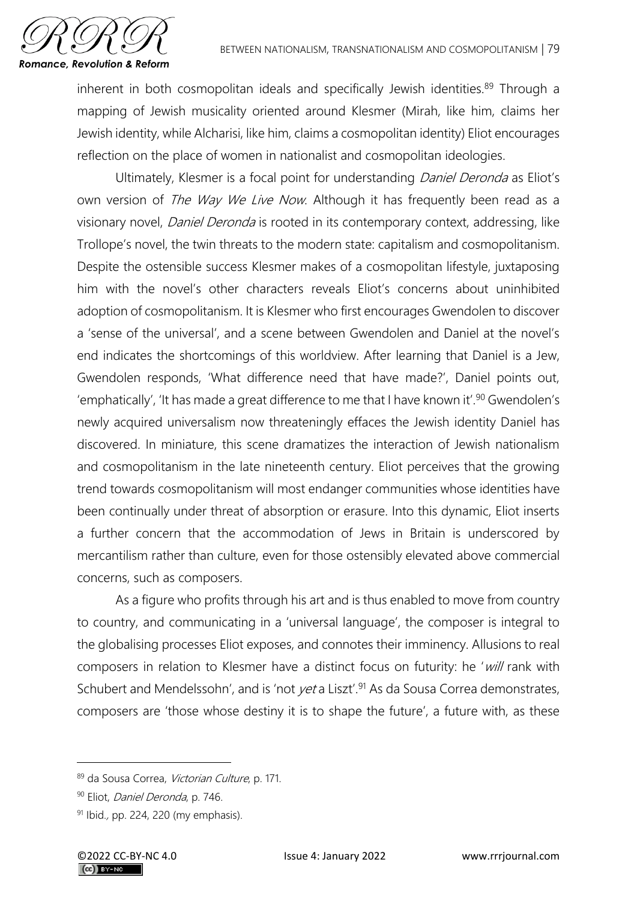inherent in both cosmopolitan ideals and specifically Jewish identities.[89] Through a mapping of Jewish musicality oriented around Klesmer (Mirah, like him, claims her Jewish identity, while Alcharisi, like him, claims a cosmopolitan identity) Eliot encourages reflection on the place of women in nationalist and cosmopolitan ideologies.

Ultimately, Klesmer is a focal point for understanding *Daniel Deronda* as Eliot's own version of *The Way We Live Now*. Although it has frequently been read as a visionary novel, *Daniel Deronda* is rooted in its contemporary context, addressing, like Trollope's novel, the twin threats to the modern state: capitalism and cosmopolitanism. Despite the ostensible success Klesmer makes of a cosmopolitan lifestyle, juxtaposing him with the novel's other characters reveals Eliot's concerns about uninhibited adoption of cosmopolitanism. It is Klesmer who first encourages Gwendolen to discover a 'sense of the universal', and a scene between Gwendolen and Daniel at the novel's end indicates the shortcomings of this worldview. After learning that Daniel is a Jew, Gwendolen responds, 'What difference need that have made?', Daniel points out, 'emphatically', 'It has made a great difference to me that I have known it'.[90] Gwendolen's newly acquired universalism now threateningly effaces the Jewish identity Daniel has discovered. In miniature, this scene dramatizes the interaction of Jewish nationalism and cosmopolitanism in the late nineteenth century. Eliot perceives that the growing trend towards cosmopolitanism will most endanger communities whose identities have been continually under threat of absorption or erasure. Into this dynamic, Eliot inserts a further concern that the accommodation of Jews in Britain is underscored by mercantilism rather than culture, even for those ostensibly elevated above commercial concerns, such as composers.

As a figure who profits through his art and is thus enabled to move from country to country, and communicating in a 'universal language', the composer is integral to the globalising processes Eliot exposes, and connotes their imminency. Allusions to real composers in relation to Klesmer have a distinct focus on futurity: he '*will* rank with Schubert and Mendelssohn', and is 'not *yet* a Liszt'.[91] As da Sousa Correa demonstrates, composers are 'those whose destiny it is to shape the future', a future with, as these

---

[89] da Sousa Correa, *Victorian Culture*, p. 171.

[90] Eliot, *Daniel Deronda*, p. 746.

[91] Ibid., pp. 224, 220 (my emphasis).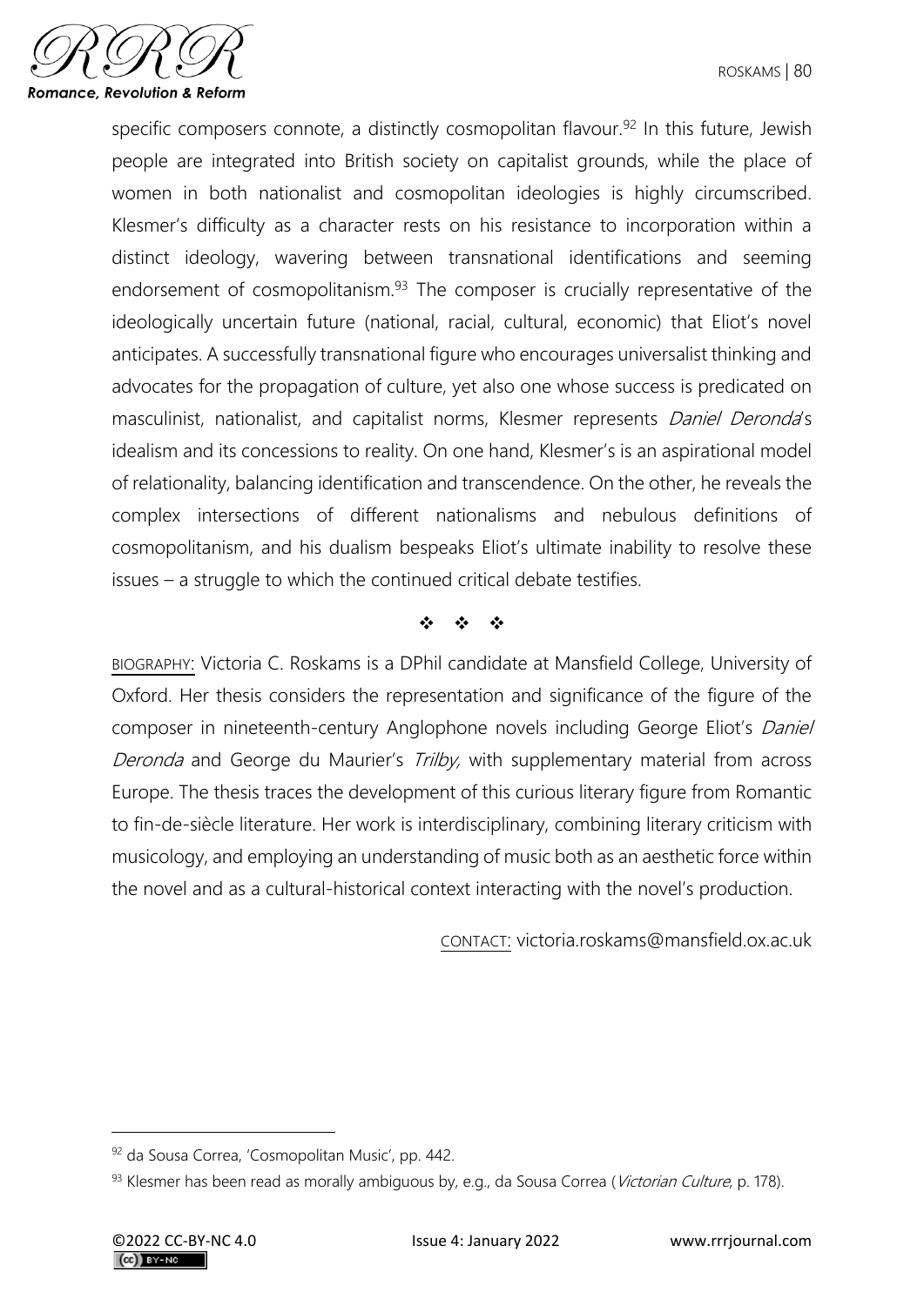specific composers connote, a distinctly cosmopolitan flavour.[92] In this future, Jewish people are integrated into British society on capitalist grounds, while the place of women in both nationalist and cosmopolitan ideologies is highly circumscribed. Klesmer's difficulty as a character rests on his resistance to incorporation within a distinct ideology, wavering between transnational identifications and seeming endorsement of cosmopolitanism.[93] The composer is crucially representative of the ideologically uncertain future (national, racial, cultural, economic) that Eliot's novel anticipates. A successfully transnational figure who encourages universalist thinking and advocates for the propagation of culture, yet also one whose success is predicated on masculinist, nationalist, and capitalist norms, Klesmer represents *Daniel Deronda*'s idealism and its concessions to reality. On one hand, Klesmer's is an aspirational model of relationality, balancing identification and transcendence. On the other, he reveals the complex intersections of different nationalisms and nebulous definitions of cosmopolitanism, and his dualism bespeaks Eliot's ultimate inability to resolve these issues – a struggle to which the continued critical debate testifies.

❖ ❖ ❖

BIOGRAPHY: Victoria C. Roskams is a DPhil candidate at Mansfield College, University of Oxford. Her thesis considers the representation and significance of the figure of the composer in nineteenth-century Anglophone novels including George Eliot's *Daniel Deronda* and George du Maurier's *Trilby,* with supplementary material from across Europe. The thesis traces the development of this curious literary figure from Romantic to fin-de-siècle literature. Her work is interdisciplinary, combining literary criticism with musicology, and employing an understanding of music both as an aesthetic force within the novel and as a cultural-historical context interacting with the novel's production.

CONTACT: victoria.roskams@mansfield.ox.ac.uk

---

[92] da Sousa Correa, 'Cosmopolitan Music', pp. 442.

[93] Klesmer has been read as morally ambiguous by, e.g., da Sousa Correa (*Victorian Culture*, p. 178).